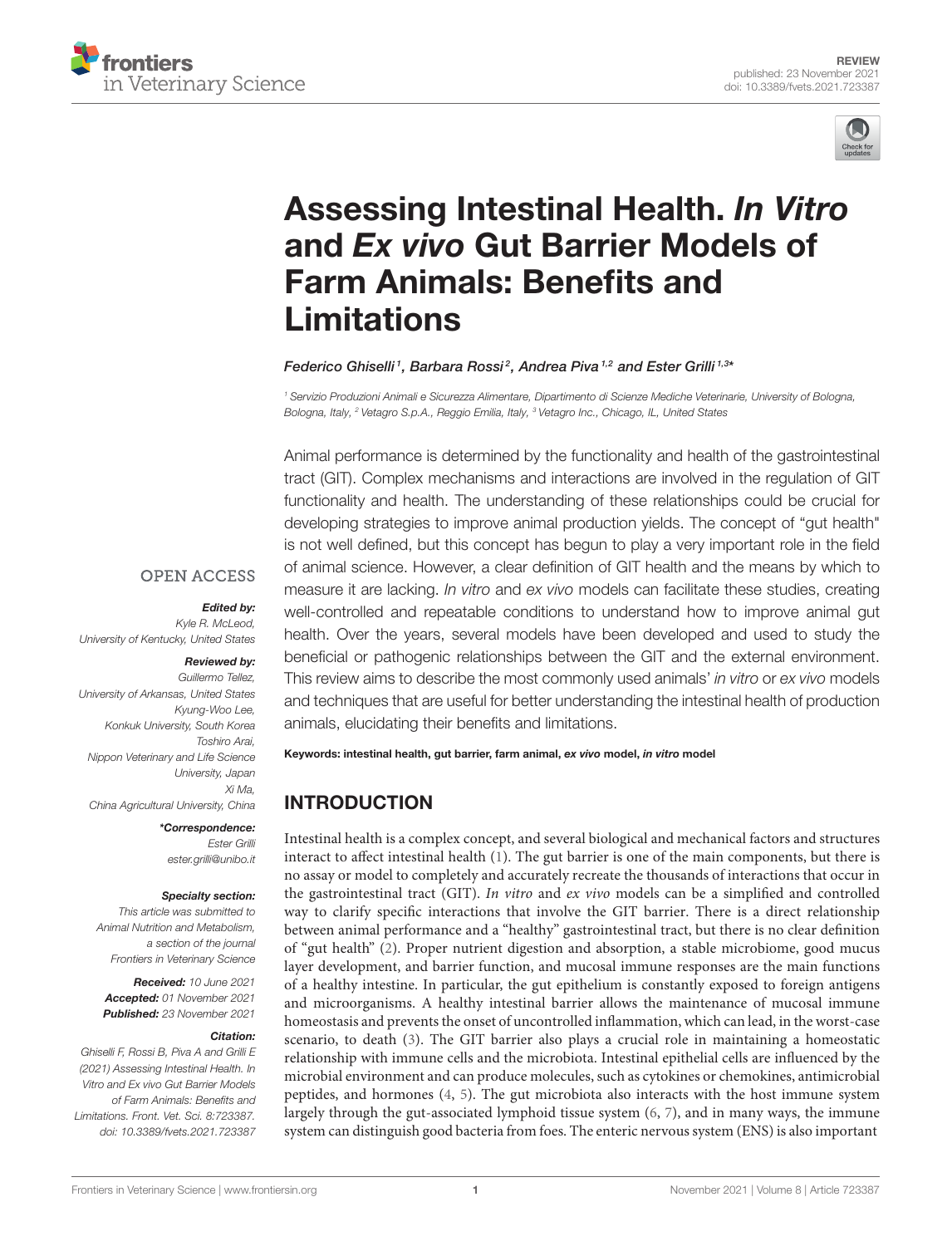REVIEW
published: 23 November 2021
doi: 10.3389/fvets.2021.723387

# Assessing Intestinal Health. *In Vitro* and *Ex vivo* Gut Barrier Models of Farm Animals: Benefits and Limitations

*Federico Ghiselli[1], Barbara Rossi[2], Andrea Piva[1,2] and Ester Grilli[1,3]**

[1] Servizio Produzioni Animali e Sicurezza Alimentare, Dipartimento di Scienze Mediche Veterinarie, University of Bologna, Bologna, Italy, [2] Vetagro S.p.A., Reggio Emilia, Italy, [3] Vetagro Inc., Chicago, IL, United States

OPEN ACCESS

***Edited by:***
*Kyle R. McLeod,*
*University of Kentucky, United States*

***Reviewed by:***
*Guillermo Tellez,*
*University of Arkansas, United States*
*Kyung-Woo Lee,*
*Konkuk University, South Korea*
*Toshiro Arai,*
*Nippon Veterinary and Life Science University, Japan*
*Xi Ma,*
*China Agricultural University, China*

***\*Correspondence:***
*Ester Grilli*
*ester.grilli@unibo.it*

***Specialty section:***
*This article was submitted to Animal Nutrition and Metabolism, a section of the journal Frontiers in Veterinary Science*

***Received:*** *10 June 2021*
***Accepted:*** *01 November 2021*
***Published:*** *23 November 2021*

***Citation:***
*Ghiselli F, Rossi B, Piva A and Grilli E (2021) Assessing Intestinal Health. In Vitro and Ex vivo Gut Barrier Models of Farm Animals: Benefits and Limitations. Front. Vet. Sci. 8:723387. doi: 10.3389/fvets.2021.723387*

Animal performance is determined by the functionality and health of the gastrointestinal tract (GIT). Complex mechanisms and interactions are involved in the regulation of GIT functionality and health. The understanding of these relationships could be crucial for developing strategies to improve animal production yields. The concept of "gut health" is not well defined, but this concept has begun to play a very important role in the field of animal science. However, a clear definition of GIT health and the means by which to measure it are lacking. *In vitro* and *ex vivo* models can facilitate these studies, creating well-controlled and repeatable conditions to understand how to improve animal gut health. Over the years, several models have been developed and used to study the beneficial or pathogenic relationships between the GIT and the external environment. This review aims to describe the most commonly used animals' *in vitro* or *ex vivo* models and techniques that are useful for better understanding the intestinal health of production animals, elucidating their benefits and limitations.

**Keywords: intestinal health, gut barrier, farm animal, *ex vivo* model, *in vitro* model**

## INTRODUCTION

Intestinal health is a complex concept, and several biological and mechanical factors and structures interact to affect intestinal health (1). The gut barrier is one of the main components, but there is no assay or model to completely and accurately recreate the thousands of interactions that occur in the gastrointestinal tract (GIT). *In vitro* and *ex vivo* models can be a simplified and controlled way to clarify specific interactions that involve the GIT barrier. There is a direct relationship between animal performance and a "healthy" gastrointestinal tract, but there is no clear definition of "gut health" (2). Proper nutrient digestion and absorption, a stable microbiome, good mucus layer development, and barrier function, and mucosal immune responses are the main functions of a healthy intestine. In particular, the gut epithelium is constantly exposed to foreign antigens and microorganisms. A healthy intestinal barrier allows the maintenance of mucosal immune homeostasis and prevents the onset of uncontrolled inflammation, which can lead, in the worst-case scenario, to death (3). The GIT barrier also plays a crucial role in maintaining a homeostatic relationship with immune cells and the microbiota. Intestinal epithelial cells are influenced by the microbial environment and can produce molecules, such as cytokines or chemokines, antimicrobial peptides, and hormones (4, 5). The gut microbiota also interacts with the host immune system largely through the gut-associated lymphoid tissue system (6, 7), and in many ways, the immune system can distinguish good bacteria from foes. The enteric nervous system (ENS) is also important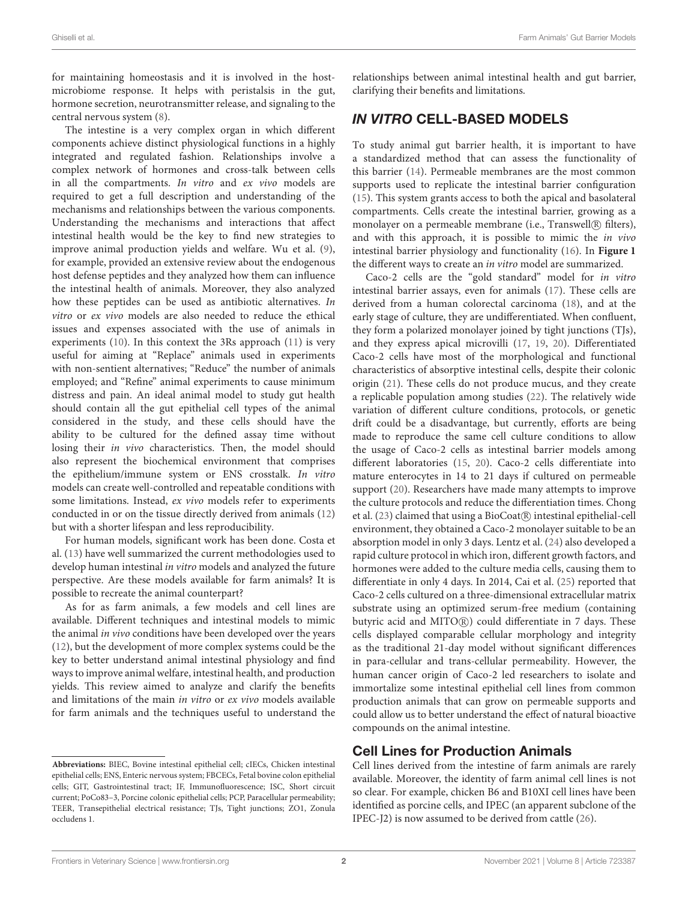for maintaining homeostasis and it is involved in the host-microbiome response. It helps with peristalsis in the gut, hormone secretion, neurotransmitter release, and signaling to the central nervous system (8).

The intestine is a very complex organ in which different components achieve distinct physiological functions in a highly integrated and regulated fashion. Relationships involve a complex network of hormones and cross-talk between cells in all the compartments. *In vitro* and *ex vivo* models are required to get a full description and understanding of the mechanisms and relationships between the various components. Understanding the mechanisms and interactions that affect intestinal health would be the key to find new strategies to improve animal production yields and welfare. Wu et al. (9), for example, provided an extensive review about the endogenous host defense peptides and they analyzed how them can influence the intestinal health of animals. Moreover, they also analyzed how these peptides can be used as antibiotic alternatives. *In vitro* or *ex vivo* models are also needed to reduce the ethical issues and expenses associated with the use of animals in experiments (10). In this context the 3Rs approach (11) is very useful for aiming at "Replace" animals used in experiments with non-sentient alternatives; "Reduce" the number of animals employed; and "Refine" animal experiments to cause minimum distress and pain. An ideal animal model to study gut health should contain all the gut epithelial cell types of the animal considered in the study, and these cells should have the ability to be cultured for the defined assay time without losing their *in vivo* characteristics. Then, the model should also represent the biochemical environment that comprises the epithelium/immune system or ENS crosstalk. *In vitro* models can create well-controlled and repeatable conditions with some limitations. Instead, *ex vivo* models refer to experiments conducted in or on the tissue directly derived from animals (12) but with a shorter lifespan and less reproducibility.

For human models, significant work has been done. Costa et al. (13) have well summarized the current methodologies used to develop human intestinal *in vitro* models and analyzed the future perspective. Are these models available for farm animals? It is possible to recreate the animal counterpart?

As for as farm animals, a few models and cell lines are available. Different techniques and intestinal models to mimic the animal *in vivo* conditions have been developed over the years (12), but the development of more complex systems could be the key to better understand animal intestinal physiology and find ways to improve animal welfare, intestinal health, and production yields. This review aimed to analyze and clarify the benefits and limitations of the main *in vitro* or *ex vivo* models available for farm animals and the techniques useful to understand the relationships between animal intestinal health and gut barrier, clarifying their benefits and limitations.

## *IN VITRO* CELL-BASED MODELS

To study animal gut barrier health, it is important to have a standardized method that can assess the functionality of this barrier (14). Permeable membranes are the most common supports used to replicate the intestinal barrier configuration (15). This system grants access to both the apical and basolateral compartments. Cells create the intestinal barrier, growing as a monolayer on a permeable membrane (i.e., Transwell® filters), and with this approach, it is possible to mimic the *in vivo* intestinal barrier physiology and functionality (16). In **Figure 1** the different ways to create an *in vitro* model are summarized.

Caco-2 cells are the "gold standard" model for *in vitro* intestinal barrier assays, even for animals (17). These cells are derived from a human colorectal carcinoma (18), and at the early stage of culture, they are undifferentiated. When confluent, they form a polarized monolayer joined by tight junctions (TJs), and they express apical microvilli (17, 19, 20). Differentiated Caco-2 cells have most of the morphological and functional characteristics of absorptive intestinal cells, despite their colonic origin (21). These cells do not produce mucus, and they create a replicable population among studies (22). The relatively wide variation of different culture conditions, protocols, or genetic drift could be a disadvantage, but currently, efforts are being made to reproduce the same cell culture conditions to allow the usage of Caco-2 cells as intestinal barrier models among different laboratories (15, 20). Caco-2 cells differentiate into mature enterocytes in 14 to 21 days if cultured on permeable support (20). Researchers have made many attempts to improve the culture protocols and reduce the differentiation times. Chong et al. (23) claimed that using a BioCoat® intestinal epithelial-cell environment, they obtained a Caco-2 monolayer suitable to be an absorption model in only 3 days. Lentz et al. (24) also developed a rapid culture protocol in which iron, different growth factors, and hormones were added to the culture media cells, causing them to differentiate in only 4 days. In 2014, Cai et al. (25) reported that Caco-2 cells cultured on a three-dimensional extracellular matrix substrate using an optimized serum-free medium (containing butyric acid and MITO®) could differentiate in 7 days. These cells displayed comparable cellular morphology and integrity as the traditional 21-day model without significant differences in para-cellular and trans-cellular permeability. However, the human cancer origin of Caco-2 led researchers to isolate and immortalize some intestinal epithelial cell lines from common production animals that can grow on permeable supports and could allow us to better understand the effect of natural bioactive compounds on the animal intestine.

### Cell Lines for Production Animals

Cell lines derived from the intestine of farm animals are rarely available. Moreover, the identity of farm animal cell lines is not so clear. For example, chicken B6 and B10XI cell lines have been identified as porcine cells, and IPEC (an apparent subclone of the IPEC-J2) is now assumed to be derived from cattle (26).

**Abbreviations:** BIEC, Bovine intestinal epithelial cell; cIECs, Chicken intestinal epithelial cells; ENS, Enteric nervous system; FBCECs, Fetal bovine colon epithelial cells; GIT, Gastrointestinal tract; IF, Immunofluorescence; ISC, Short circuit current; PoCo83–3, Porcine colonic epithelial cells; PCP, Paracellular permeability; TEER, Transepithelial electrical resistance; TJs, Tight junctions; ZO1, Zonula occludens 1.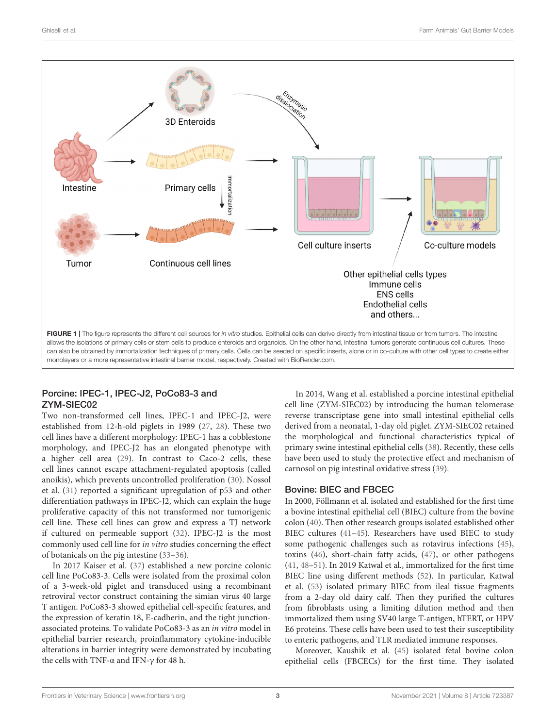**FIGURE 1** | The figure represents the different cell sources for *in vitro* studies. Epithelial cells can derive directly from intestinal tissue or from tumors. The intestine allows the isolations of primary cells or stem cells to produce enteroids and organoids. On the other hand, intestinal tumors generate continuous cell cultures. These can also be obtained by immortalization techniques of primary cells. Cells can be seeded on specific inserts, alone or in co-culture with other cell types to create either monolayers or a more representative intestinal barrier model, respectively. Created with BioRender.com.

### Porcine: IPEC-1, IPEC-J2, PoCo83-3 and ZYM-SIEC02

Two non-transformed cell lines, IPEC-1 and IPEC-J2, were established from 12-h-old piglets in 1989 (27, 28). These two cell lines have a different morphology: IPEC-1 has a cobblestone morphology, and IPEC-J2 has an elongated phenotype with a higher cell area (29). In contrast to Caco-2 cells, these cell lines cannot escape attachment-regulated apoptosis (called anoikis), which prevents uncontrolled proliferation (30). Nossol et al. (31) reported a significant upregulation of p53 and other differentiation pathways in IPEC-J2, which can explain the huge proliferative capacity of this not transformed nor tumorigenic cell line. These cell lines can grow and express a TJ network if cultured on permeable support (32). IPEC-J2 is the most commonly used cell line for *in vitro* studies concerning the effect of botanicals on the pig intestine (33–36).

In 2017 Kaiser et al. (37) established a new porcine colonic cell line PoCo83-3. Cells were isolated from the proximal colon of a 3-week-old piglet and transduced using a recombinant retroviral vector construct containing the simian virus 40 large T antigen. PoCo83-3 showed epithelial cell-specific features, and the expression of keratin 18, E-cadherin, and the tight junction-associated proteins. To validate PoCo83-3 as an *in vitro* model in epithelial barrier research, proinflammatory cytokine-inducible alterations in barrier integrity were demonstrated by incubating the cells with TNF-α and IFN-γ for 48 h.

In 2014, Wang et al. established a porcine intestinal epithelial cell line (ZYM-SIEC02) by introducing the human telomerase reverse transcriptase gene into small intestinal epithelial cells derived from a neonatal, 1-day old piglet. ZYM-SIEC02 retained the morphological and functional characteristics typical of primary swine intestinal epithelial cells (38). Recently, these cells have been used to study the protective effect and mechanism of carnosol on pig intestinal oxidative stress (39).

### Bovine: BIEC and FBCEC

In 2000, Föllmann et al. isolated and established for the first time a bovine intestinal epithelial cell (BIEC) culture from the bovine colon (40). Then other research groups isolated established other BIEC cultures (41–45). Researchers have used BIEC to study some pathogenic challenges such as rotavirus infections (45), toxins (46), short-chain fatty acids, (47), or other pathogens (41, 48–51). In 2019 Katwal et al., immortalized for the first time BIEC line using different methods (52). In particular, Katwal et al. (53) isolated primary BIEC from ileal tissue fragments from a 2-day old dairy calf. Then they purified the cultures from fibroblasts using a limiting dilution method and then immortalized them using SV40 large T-antigen, hTERT, or HPV E6 proteins. These cells have been used to test their susceptibility to enteric pathogens, and TLR mediated immune responses.

Moreover, Kaushik et al. (45) isolated fetal bovine colon epithelial cells (FBCECs) for the first time. They isolated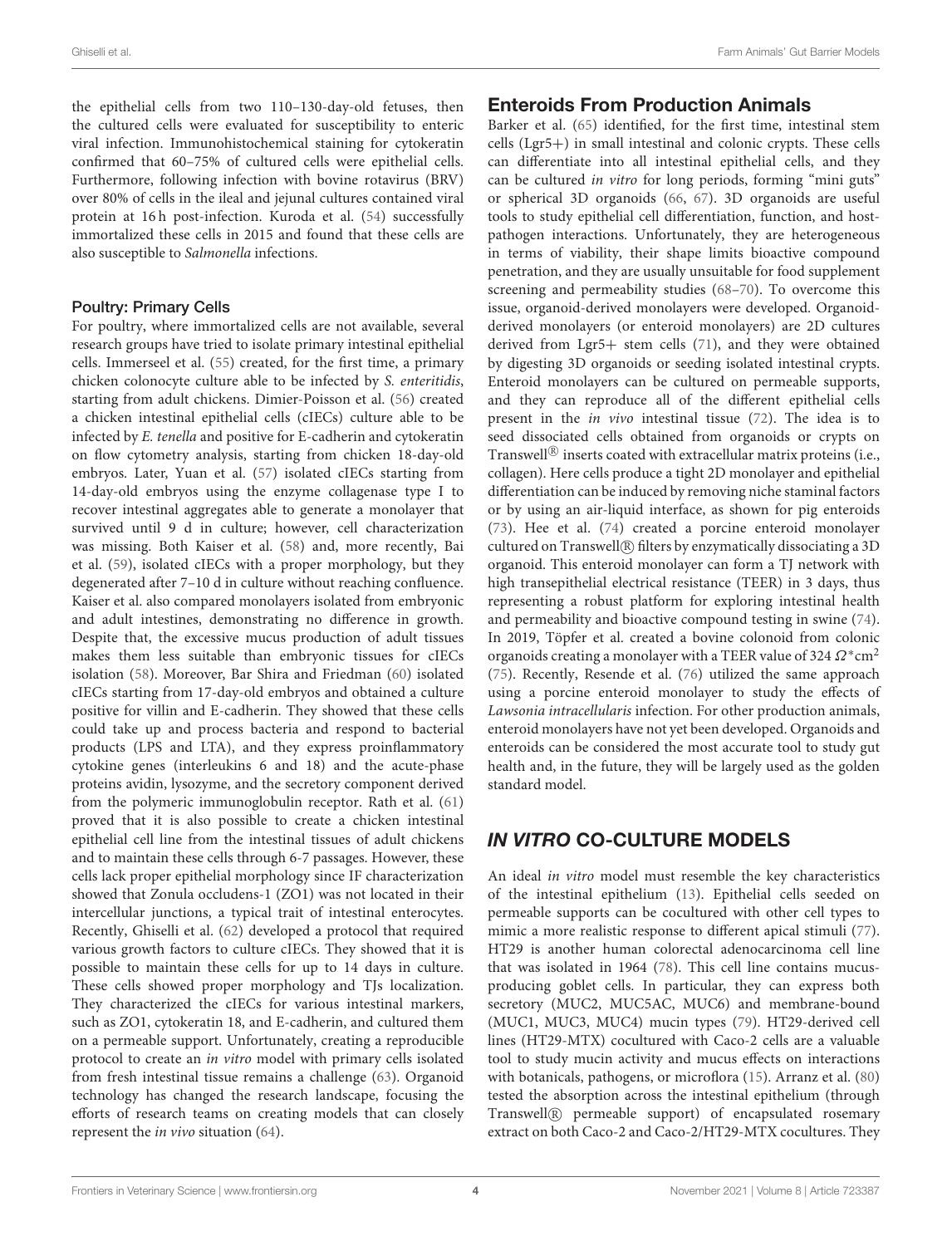the epithelial cells from two 110–130-day-old fetuses, then the cultured cells were evaluated for susceptibility to enteric viral infection. Immunohistochemical staining for cytokeratin confirmed that 60–75% of cultured cells were epithelial cells. Furthermore, following infection with bovine rotavirus (BRV) over 80% of cells in the ileal and jejunal cultures contained viral protein at 16 h post-infection. Kuroda et al. (54) successfully immortalized these cells in 2015 and found that these cells are also susceptible to *Salmonella* infections.

### Poultry: Primary Cells

For poultry, where immortalized cells are not available, several research groups have tried to isolate primary intestinal epithelial cells. Immerseel et al. (55) created, for the first time, a primary chicken colonocyte culture able to be infected by *S. enteritidis*, starting from adult chickens. Dimier-Poisson et al. (56) created a chicken intestinal epithelial cells (cIECs) culture able to be infected by *E. tenella* and positive for E-cadherin and cytokeratin on flow cytometry analysis, starting from chicken 18-day-old embryos. Later, Yuan et al. (57) isolated cIECs starting from 14-day-old embryos using the enzyme collagenase type I to recover intestinal aggregates able to generate a monolayer that survived until 9 d in culture; however, cell characterization was missing. Both Kaiser et al. (58) and, more recently, Bai et al. (59), isolated cIECs with a proper morphology, but they degenerated after 7–10 d in culture without reaching confluence. Kaiser et al. also compared monolayers isolated from embryonic and adult intestines, demonstrating no difference in growth. Despite that, the excessive mucus production of adult tissues makes them less suitable than embryonic tissues for cIECs isolation (58). Moreover, Bar Shira and Friedman (60) isolated cIECs starting from 17-day-old embryos and obtained a culture positive for villin and E-cadherin. They showed that these cells could take up and process bacteria and respond to bacterial products (LPS and LTA), and they express proinflammatory cytokine genes (interleukins 6 and 18) and the acute-phase proteins avidin, lysozyme, and the secretory component derived from the polymeric immunoglobulin receptor. Rath et al. (61) proved that it is also possible to create a chicken intestinal epithelial cell line from the intestinal tissues of adult chickens and to maintain these cells through 6-7 passages. However, these cells lack proper epithelial morphology since IF characterization showed that Zonula occludens-1 (ZO1) was not located in their intercellular junctions, a typical trait of intestinal enterocytes. Recently, Ghiselli et al. (62) developed a protocol that required various growth factors to culture cIECs. They showed that it is possible to maintain these cells for up to 14 days in culture. These cells showed proper morphology and TJs localization. They characterized the cIECs for various intestinal markers, such as ZO1, cytokeratin 18, and E-cadherin, and cultured them on a permeable support. Unfortunately, creating a reproducible protocol to create an *in vitro* model with primary cells isolated from fresh intestinal tissue remains a challenge (63). Organoid technology has changed the research landscape, focusing the efforts of research teams on creating models that can closely represent the *in vivo* situation (64).

## Enteroids From Production Animals

Barker et al. (65) identified, for the first time, intestinal stem cells (Lgr5+) in small intestinal and colonic crypts. These cells can differentiate into all intestinal epithelial cells, and they can be cultured *in vitro* for long periods, forming "mini guts" or spherical 3D organoids (66, 67). 3D organoids are useful tools to study epithelial cell differentiation, function, and host-pathogen interactions. Unfortunately, they are heterogeneous in terms of viability, their shape limits bioactive compound penetration, and they are usually unsuitable for food supplement screening and permeability studies (68–70). To overcome this issue, organoid-derived monolayers were developed. Organoid-derived monolayers (or enteroid monolayers) are 2D cultures derived from Lgr5+ stem cells (71), and they were obtained by digesting 3D organoids or seeding isolated intestinal crypts. Enteroid monolayers can be cultured on permeable supports, and they can reproduce all of the different epithelial cells present in the *in vivo* intestinal tissue (72). The idea is to seed dissociated cells obtained from organoids or crypts on Transwell® inserts coated with extracellular matrix proteins (i.e., collagen). Here cells produce a tight 2D monolayer and epithelial differentiation can be induced by removing niche staminal factors or by using an air-liquid interface, as shown for pig enteroids (73). Hee et al. (74) created a porcine enteroid monolayer cultured on Transwell® filters by enzymatically dissociating a 3D organoid. This enteroid monolayer can form a TJ network with high transepithelial electrical resistance (TEER) in 3 days, thus representing a robust platform for exploring intestinal health and permeability and bioactive compound testing in swine (74). In 2019, Töpfer et al. created a bovine colonoid from colonic organoids creating a monolayer with a TEER value of 324 $\Omega$*cm$^2$ (75). Recently, Resende et al. (76) utilized the same approach using a porcine enteroid monolayer to study the effects of *Lawsonia intracellularis* infection. For other production animals, enteroid monolayers have not yet been developed. Organoids and enteroids can be considered the most accurate tool to study gut health and, in the future, they will be largely used as the golden standard model.

# *IN VITRO* CO-CULTURE MODELS

An ideal *in vitro* model must resemble the key characteristics of the intestinal epithelium (13). Epithelial cells seeded on permeable supports can be cocultured with other cell types to mimic a more realistic response to different apical stimuli (77). HT29 is another human colorectal adenocarcinoma cell line that was isolated in 1964 (78). This cell line contains mucus-producing goblet cells. In particular, they can express both secretory (MUC2, MUC5AC, MUC6) and membrane-bound (MUC1, MUC3, MUC4) mucin types (79). HT29-derived cell lines (HT29-MTX) cocultured with Caco-2 cells are a valuable tool to study mucin activity and mucus effects on interactions with botanicals, pathogens, or microflora (15). Arranz et al. (80) tested the absorption across the intestinal epithelium (through Transwell® permeable support) of encapsulated rosemary extract on both Caco-2 and Caco-2/HT29-MTX cocultures. They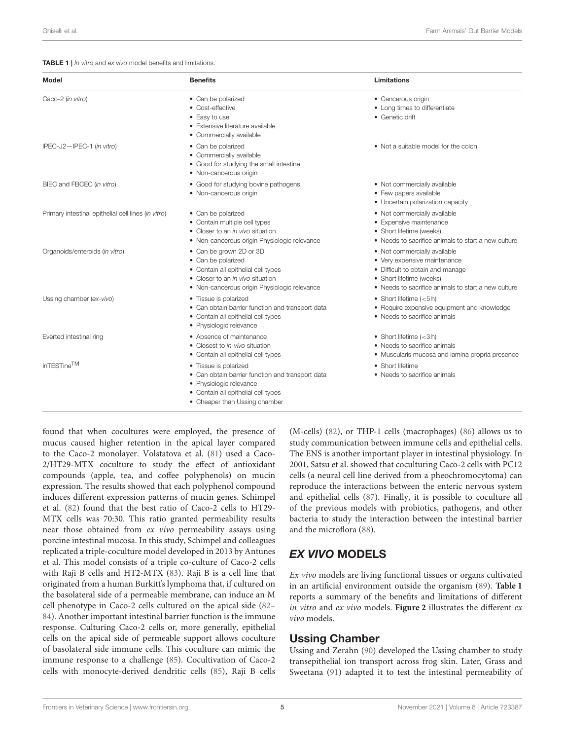**TABLE 1** | *In vitro* and *ex vivo* model benefits and limitations.

| Model | Benefits | Limitations |
|---|---|---|
| Caco-2 (*in vitro*) | • Can be polarized<br>• Cost-effective<br>• Easy to use<br>• Extensive literature available<br>• Commercially available | • Cancerous origin<br>• Long times to differentiate<br>• Genetic drift |
| IPEC-J2—IPEC-1 (*in vitro*) | • Can be polarized<br>• Commercially available<br>• Good for studying the small intestine<br>• Non-cancerous origin | • Not a suitable model for the colon |
| BIEC and FBCEC (*in vitro*) | • Good for studying bovine pathogens<br>• Non-cancerous origin | • Not commercially available<br>• Few papers available<br>• Uncertain polarization capacity |
| Primary intestinal epithelial cell lines (*in vitro*) | • Can be polarized<br>• Contain multiple cell types<br>• Closer to an *in vivo* situation<br>• Non-cancerous origin Physiologic relevance | • Not commercially available<br>• Expensive maintenance<br>• Short lifetime (weeks)<br>• Needs to sacrifice animals to start a new culture |
| Organoids/enteroids (*in vitro*) | • Can be grown 2D or 3D<br>• Can be polarized<br>• Contain all epithelial cell types<br>• Closer to an *in vivo* situation<br>• Non-cancerous origin Physiologic relevance | • Not commercially available<br>• Very expensive maintenance<br>• Difficult to obtain and manage<br>• Short lifetime (weeks)<br>• Needs to sacrifice animals to start a new culture |
| Ussing chamber (*ex-vivo*) | • Tissue is polarized<br>• Can obtain barrier function and transport data<br>• Contain all epithelial cell types<br>• Physiologic relevance | • Short lifetime (<5 h)<br>• Require expensive equipment and knowledge<br>• Needs to sacrifice animals |
| Everted intestinal ring | • Absence of maintenance<br>• Closest to *in-vivo* situation<br>• Contain all epithelial cell types | • Short lifetime (<3 h)<br>• Needs to sacrifice animals<br>• Muscularis mucosa and lamina propria presence |
| InTESTine™ | • Tissue is polarized<br>• Can obtain barrier function and transport data<br>• Physiologic relevance<br>• Contain all epithelial cell types<br>• Cheaper than Ussing chamber | • Short lifetime<br>• Needs to sacrifice animals |

found that when cocultures were employed, the presence of mucus caused higher retention in the apical layer compared to the Caco-2 monolayer. Volstatova et al. (81) used a Caco-2/HT29-MTX coculture to study the effect of antioxidant compounds (apple, tea, and coffee polyphenols) on mucin expression. The results showed that each polyphenol compound induces different expression patterns of mucin genes. Schimpel et al. (82) found that the best ratio of Caco-2 cells to HT29-MTX cells was 70:30. This ratio granted permeability results near those obtained from *ex vivo* permeability assays using porcine intestinal mucosa. In this study, Schimpel and colleagues replicated a triple-coculture model developed in 2013 by Antunes et al. This model consists of a triple co-culture of Caco-2 cells with Raji B cells and HT2-MTX (83). Raji B is a cell line that originated from a human Burkitt's lymphoma that, if cultured on the basolateral side of a permeable membrane, can induce an M cell phenotype in Caco-2 cells cultured on the apical side (82–84). Another important intestinal barrier function is the immune response. Culturing Caco-2 cells or, more generally, epithelial cells on the apical side of permeable support allows coculture of basolateral side immune cells. This coculture can mimic the immune response to a challenge (85). Cocultivation of Caco-2 cells with monocyte-derived dendritic cells (85), Raji B cells (M-cells) (82), or THP-1 cells (macrophages) (86) allows us to study communication between immune cells and epithelial cells. The ENS is another important player in intestinal physiology. In 2001, Satsu et al. showed that coculturing Caco-2 cells with PC12 cells (a neural cell line derived from a pheochromocytoma) can reproduce the interactions between the enteric nervous system and epithelial cells (87). Finally, it is possible to coculture all of the previous models with probiotics, pathogens, and other bacteria to study the interaction between the intestinal barrier and the microflora (88).

## *EX VIVO* MODELS

*Ex vivo* models are living functional tissues or organs cultivated in an artificial environment outside the organism (89). **Table 1** reports a summary of the benefits and limitations of different *in vitro* and *ex vivo* models. **Figure 2** illustrates the different *ex vivo* models.

### Ussing Chamber

Ussing and Zerahn (90) developed the Ussing chamber to study transepithelial ion transport across frog skin. Later, Grass and Sweetana (91) adapted it to test the intestinal permeability of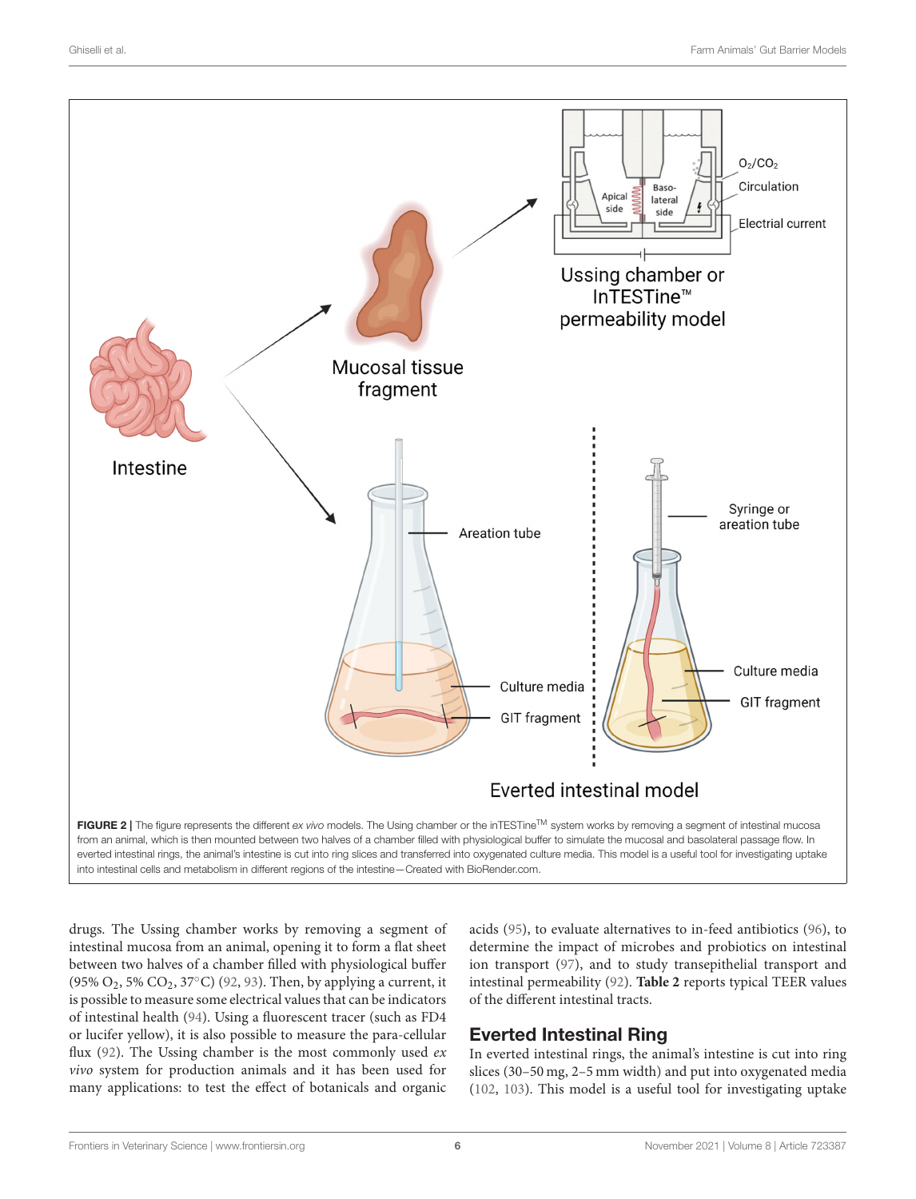**FIGURE 2 |** The figure represents the different *ex vivo* models. The Using chamber or the inTESTine™ system works by removing a segment of intestinal mucosa from an animal, which is then mounted between two halves of a chamber filled with physiological buffer to simulate the mucosal and basolateral passage flow. In everted intestinal rings, the animal's intestine is cut into ring slices and transferred into oxygenated culture media. This model is a useful tool for investigating uptake into intestinal cells and metabolism in different regions of the intestine—Created with BioRender.com.

drugs. The Ussing chamber works by removing a segment of intestinal mucosa from an animal, opening it to form a flat sheet between two halves of a chamber filled with physiological buffer (95% $O_2$, 5% $CO_2$, 37°C) (92, 93). Then, by applying a current, it is possible to measure some electrical values that can be indicators of intestinal health (94). Using a fluorescent tracer (such as FD4 or lucifer yellow), it is also possible to measure the para-cellular flux (92). The Ussing chamber is the most commonly used *ex vivo* system for production animals and it has been used for many applications: to test the effect of botanicals and organic acids (95), to evaluate alternatives to in-feed antibiotics (96), to determine the impact of microbes and probiotics on intestinal ion transport (97), and to study transepithelial transport and intestinal permeability (92). **Table 2** reports typical TEER values of the different intestinal tracts.

## Everted Intestinal Ring

In everted intestinal rings, the animal's intestine is cut into ring slices (30–50 mg, 2–5 mm width) and put into oxygenated media (102, 103). This model is a useful tool for investigating uptake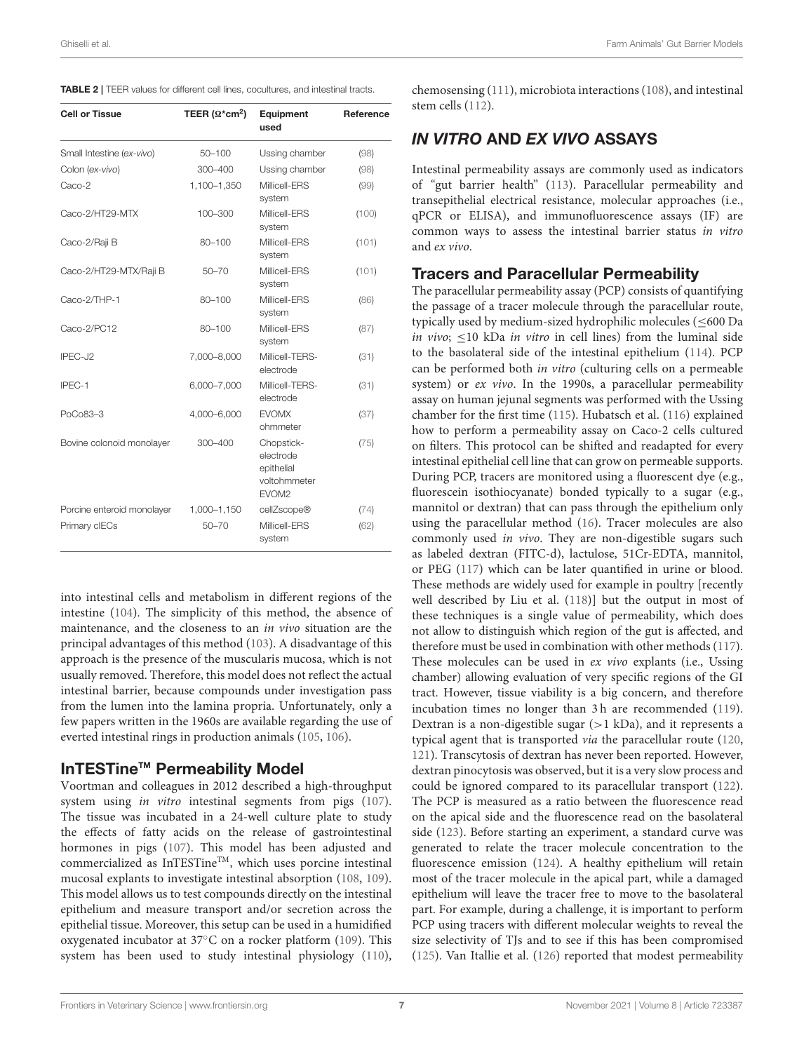**TABLE 2** | TEER values for different cell lines, cocultures, and intestinal tracts.

| Cell or Tissue | TEER ($\Omega$*cm$^2$) | Equipment used | Reference |
|---|---|---|---|
| Small Intestine (*ex-vivo*) | 50–100 | Ussing chamber | (98) |
| Colon (*ex-vivo*) | 300–400 | Ussing chamber | (98) |
| Caco-2 | 1,100–1,350 | Millicell-ERS system | (99) |
| Caco-2/HT29-MTX | 100–300 | Millicell-ERS system | (100) |
| Caco-2/Raji B | 80–100 | Millicell-ERS system | (101) |
| Caco-2/HT29-MTX/Raji B | 50–70 | Millicell-ERS system | (101) |
| Caco-2/THP-1 | 80–100 | Millicell-ERS system | (86) |
| Caco-2/PC12 | 80–100 | Millicell-ERS system | (87) |
| IPEC-J2 | 7,000–8,000 | Millicell-TERS-electrode | (31) |
| IPEC-1 | 6,000–7,000 | Millicell-TERS-electrode | (31) |
| PoCo83–3 | 4,000–6,000 | EVOMX ohmmeter | (37) |
| Bovine colonoid monolayer | 300–400 | Chopstick-electrode epithelial voltohmmeter EVOM2 | (75) |
| Porcine enteroid monolayer | 1,000–1,150 | cellZscope® | (74) |
| Primary cIECs | 50–70 | Millicell-ERS system | (62) |

into intestinal cells and metabolism in different regions of the intestine (104). The simplicity of this method, the absence of maintenance, and the closeness to an *in vivo* situation are the principal advantages of this method (103). A disadvantage of this approach is the presence of the muscularis mucosa, which is not usually removed. Therefore, this model does not reflect the actual intestinal barrier, because compounds under investigation pass from the lumen into the lamina propria. Unfortunately, only a few papers written in the 1960s are available regarding the use of everted intestinal rings in production animals (105, 106).

## InTESTine™ Permeability Model

Voortman and colleagues in 2012 described a high-throughput system using *in vitro* intestinal segments from pigs (107). The tissue was incubated in a 24-well culture plate to study the effects of fatty acids on the release of gastrointestinal hormones in pigs (107). This model has been adjusted and commercialized as InTESTine™, which uses porcine intestinal mucosal explants to investigate intestinal absorption (108, 109). This model allows us to test compounds directly on the intestinal epithelium and measure transport and/or secretion across the epithelial tissue. Moreover, this setup can be used in a humidified oxygenated incubator at 37°C on a rocker platform (109). This system has been used to study intestinal physiology (110), chemosensing (111), microbiota interactions (108), and intestinal stem cells (112).

# *IN VITRO* AND *EX VIVO* ASSAYS

Intestinal permeability assays are commonly used as indicators of "gut barrier health" (113). Paracellular permeability and transepithelial electrical resistance, molecular approaches (i.e., qPCR or ELISA), and immunofluorescence assays (IF) are common ways to assess the intestinal barrier status *in vitro* and *ex vivo*.

## Tracers and Paracellular Permeability

The paracellular permeability assay (PCP) consists of quantifying the passage of a tracer molecule through the paracellular route, typically used by medium-sized hydrophilic molecules (≤600 Da *in vivo*; ≤10 kDa *in vitro* in cell lines) from the luminal side to the basolateral side of the intestinal epithelium (114). PCP can be performed both *in vitro* (culturing cells on a permeable system) or *ex vivo*. In the 1990s, a paracellular permeability assay on human jejunal segments was performed with the Ussing chamber for the first time (115). Hubatsch et al. (116) explained how to perform a permeability assay on Caco-2 cells cultured on filters. This protocol can be shifted and readapted for every intestinal epithelial cell line that can grow on permeable supports. During PCP, tracers are monitored using a fluorescent dye (e.g., fluorescein isothiocyanate) bonded typically to a sugar (e.g., mannitol or dextran) that can pass through the epithelium only using the paracellular method (16). Tracer molecules are also commonly used *in vivo*. They are non-digestible sugars such as labeled dextran (FITC-d), lactulose, 51Cr-EDTA, mannitol, or PEG (117) which can be later quantified in urine or blood. These methods are widely used for example in poultry [recently well described by Liu et al. (118)] but the output in most of these techniques is a single value of permeability, which does not allow to distinguish which region of the gut is affected, and therefore must be used in combination with other methods (117). These molecules can be used in *ex vivo* explants (i.e., Ussing chamber) allowing evaluation of very specific regions of the GI tract. However, tissue viability is a big concern, and therefore incubation times no longer than 3 h are recommended (119). Dextran is a non-digestible sugar (>1 kDa), and it represents a typical agent that is transported *via* the paracellular route (120, 121). Transcytosis of dextran has never been reported. However, dextran pinocytosis was observed, but it is a very slow process and could be ignored compared to its paracellular transport (122). The PCP is measured as a ratio between the fluorescence read on the apical side and the fluorescence read on the basolateral side (123). Before starting an experiment, a standard curve was generated to relate the tracer molecule concentration to the fluorescence emission (124). A healthy epithelium will retain most of the tracer molecule in the apical part, while a damaged epithelium will leave the tracer free to move to the basolateral part. For example, during a challenge, it is important to perform PCP using tracers with different molecular weights to reveal the size selectivity of TJs and to see if this has been compromised (125). Van Itallie et al. (126) reported that modest permeability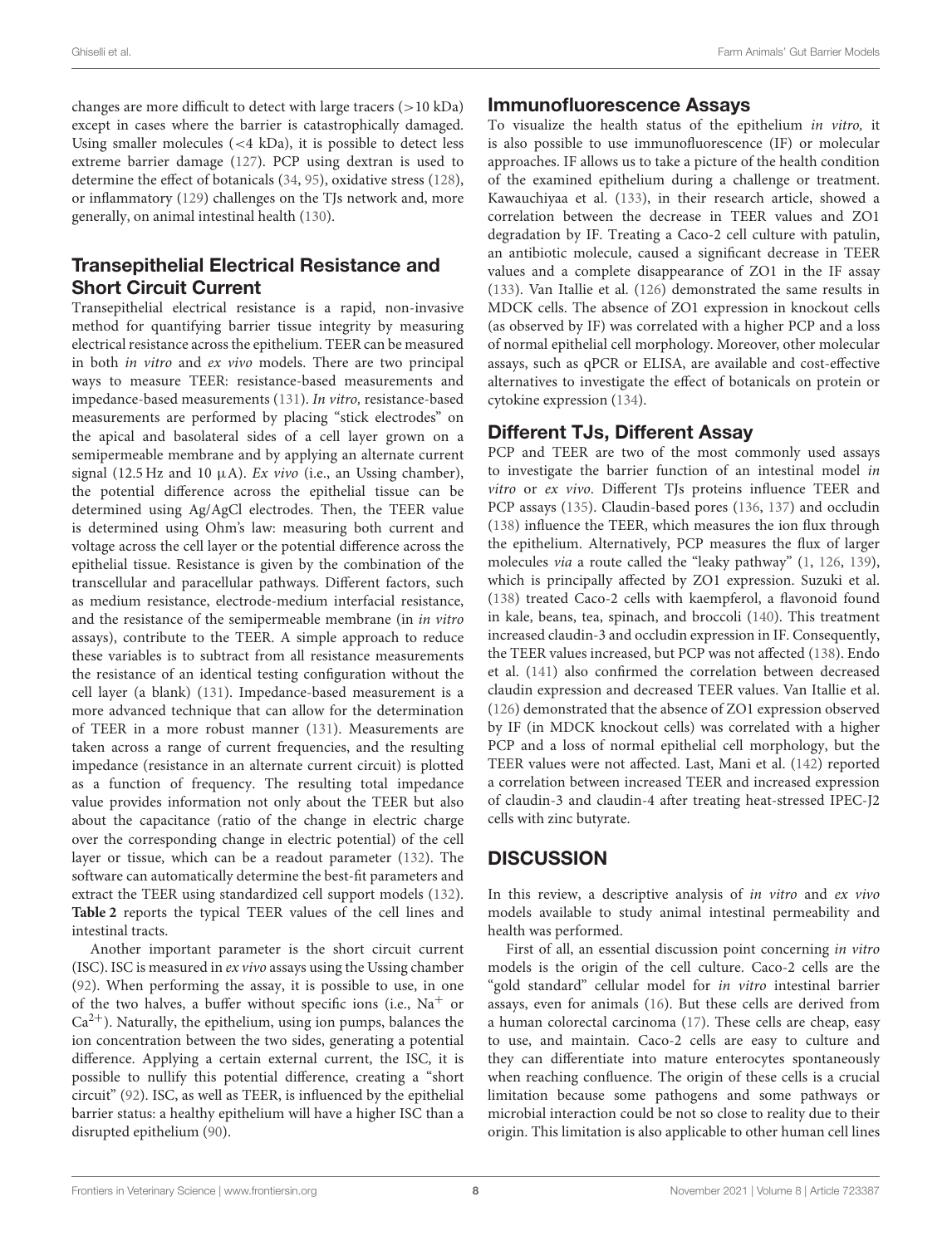changes are more difficult to detect with large tracers (>10 kDa) except in cases where the barrier is catastrophically damaged. Using smaller molecules (<4 kDa), it is possible to detect less extreme barrier damage (127). PCP using dextran is used to determine the effect of botanicals (34, 95), oxidative stress (128), or inflammatory (129) challenges on the TJs network and, more generally, on animal intestinal health (130).

## Transepithelial Electrical Resistance and Short Circuit Current

Transepithelial electrical resistance is a rapid, non-invasive method for quantifying barrier tissue integrity by measuring electrical resistance across the epithelium. TEER can be measured in both *in vitro* and *ex vivo* models. There are two principal ways to measure TEER: resistance-based measurements and impedance-based measurements (131). *In vitro,* resistance-based measurements are performed by placing "stick electrodes" on the apical and basolateral sides of a cell layer grown on a semipermeable membrane and by applying an alternate current signal (12.5 Hz and 10 μA). *Ex vivo* (i.e., an Ussing chamber), the potential difference across the epithelial tissue can be determined using Ag/AgCl electrodes. Then, the TEER value is determined using Ohm's law: measuring both current and voltage across the cell layer or the potential difference across the epithelial tissue. Resistance is given by the combination of the transcellular and paracellular pathways. Different factors, such as medium resistance, electrode-medium interfacial resistance, and the resistance of the semipermeable membrane (in *in vitro* assays), contribute to the TEER. A simple approach to reduce these variables is to subtract from all resistance measurements the resistance of an identical testing configuration without the cell layer (a blank) (131). Impedance-based measurement is a more advanced technique that can allow for the determination of TEER in a more robust manner (131). Measurements are taken across a range of current frequencies, and the resulting impedance (resistance in an alternate current circuit) is plotted as a function of frequency. The resulting total impedance value provides information not only about the TEER but also about the capacitance (ratio of the change in electric charge over the corresponding change in electric potential) of the cell layer or tissue, which can be a readout parameter (132). The software can automatically determine the best-fit parameters and extract the TEER using standardized cell support models (132). **Table 2** reports the typical TEER values of the cell lines and intestinal tracts.

Another important parameter is the short circuit current (ISC). ISC is measured in *ex vivo* assays using the Ussing chamber (92). When performing the assay, it is possible to use, in one of the two halves, a buffer without specific ions (i.e., $Na^+$ or $Ca^{2+}$). Naturally, the epithelium, using ion pumps, balances the ion concentration between the two sides, generating a potential difference. Applying a certain external current, the ISC, it is possible to nullify this potential difference, creating a "short circuit" (92). ISC, as well as TEER, is influenced by the epithelial barrier status: a healthy epithelium will have a higher ISC than a disrupted epithelium (90).

## Immunofluorescence Assays

To visualize the health status of the epithelium *in vitro,* it is also possible to use immunofluorescence (IF) or molecular approaches. IF allows us to take a picture of the health condition of the examined epithelium during a challenge or treatment. Kawauchiyaa et al. (133), in their research article, showed a correlation between the decrease in TEER values and ZO1 degradation by IF. Treating a Caco-2 cell culture with patulin, an antibiotic molecule, caused a significant decrease in TEER values and a complete disappearance of ZO1 in the IF assay (133). Van Itallie et al. (126) demonstrated the same results in MDCK cells. The absence of ZO1 expression in knockout cells (as observed by IF) was correlated with a higher PCP and a loss of normal epithelial cell morphology. Moreover, other molecular assays, such as qPCR or ELISA, are available and cost-effective alternatives to investigate the effect of botanicals on protein or cytokine expression (134).

## Different TJs, Different Assay

PCP and TEER are two of the most commonly used assays to investigate the barrier function of an intestinal model *in vitro* or *ex vivo*. Different TJs proteins influence TEER and PCP assays (135). Claudin-based pores (136, 137) and occludin (138) influence the TEER, which measures the ion flux through the epithelium. Alternatively, PCP measures the flux of larger molecules *via* a route called the "leaky pathway" (1, 126, 139), which is principally affected by ZO1 expression. Suzuki et al. (138) treated Caco-2 cells with kaempferol, a flavonoid found in kale, beans, tea, spinach, and broccoli (140). This treatment increased claudin-3 and occludin expression in IF. Consequently, the TEER values increased, but PCP was not affected (138). Endo et al. (141) also confirmed the correlation between decreased claudin expression and decreased TEER values. Van Itallie et al. (126) demonstrated that the absence of ZO1 expression observed by IF (in MDCK knockout cells) was correlated with a higher PCP and a loss of normal epithelial cell morphology, but the TEER values were not affected. Last, Mani et al. (142) reported a correlation between increased TEER and increased expression of claudin-3 and claudin-4 after treating heat-stressed IPEC-J2 cells with zinc butyrate.

# DISCUSSION

In this review, a descriptive analysis of *in vitro* and *ex vivo* models available to study animal intestinal permeability and health was performed.

First of all, an essential discussion point concerning *in vitro* models is the origin of the cell culture. Caco-2 cells are the "gold standard" cellular model for *in vitro* intestinal barrier assays, even for animals (16). But these cells are derived from a human colorectal carcinoma (17). These cells are cheap, easy to use, and maintain. Caco-2 cells are easy to culture and they can differentiate into mature enterocytes spontaneously when reaching confluence. The origin of these cells is a crucial limitation because some pathogens and some pathways or microbial interaction could be not so close to reality due to their origin. This limitation is also applicable to other human cell lines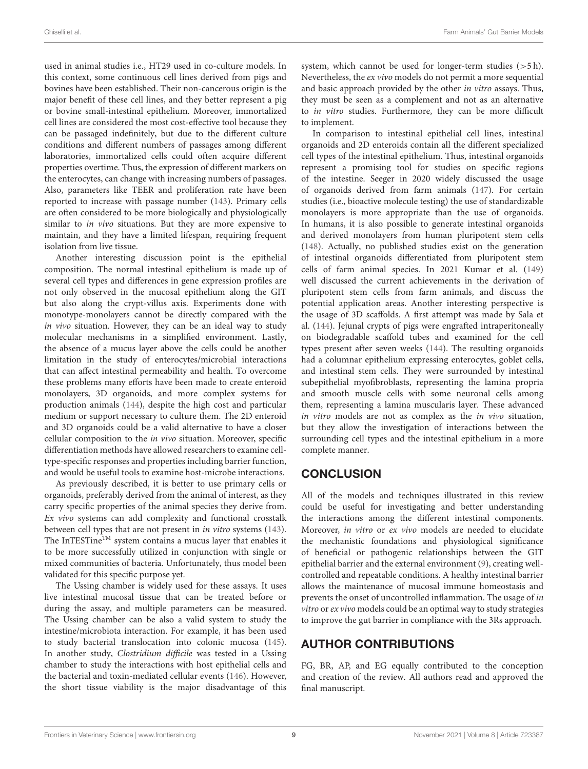used in animal studies i.e., HT29 used in co-culture models. In this context, some continuous cell lines derived from pigs and bovines have been established. Their non-cancerous origin is the major benefit of these cell lines, and they better represent a pig or bovine small-intestinal epithelium. Moreover, immortalized cell lines are considered the most cost-effective tool because they can be passaged indefinitely, but due to the different culture conditions and different numbers of passages among different laboratories, immortalized cells could often acquire different properties overtime. Thus, the expression of different markers on the enterocytes, can change with increasing numbers of passages. Also, parameters like TEER and proliferation rate have been reported to increase with passage number (143). Primary cells are often considered to be more biologically and physiologically similar to *in vivo* situations. But they are more expensive to maintain, and they have a limited lifespan, requiring frequent isolation from live tissue.

Another interesting discussion point is the epithelial composition. The normal intestinal epithelium is made up of several cell types and differences in gene expression profiles are not only observed in the mucosal epithelium along the GIT but also along the crypt-villus axis. Experiments done with monotype-monolayers cannot be directly compared with the *in vivo* situation. However, they can be an ideal way to study molecular mechanisms in a simplified environment. Lastly, the absence of a mucus layer above the cells could be another limitation in the study of enterocytes/microbial interactions that can affect intestinal permeability and health. To overcome these problems many efforts have been made to create enteroid monolayers, 3D organoids, and more complex systems for production animals (144), despite the high cost and particular medium or support necessary to culture them. The 2D enteroid and 3D organoids could be a valid alternative to have a closer cellular composition to the *in vivo* situation. Moreover, specific differentiation methods have allowed researchers to examine cell-type-specific responses and properties including barrier function, and would be useful tools to examine host-microbe interactions.

As previously described, it is better to use primary cells or organoids, preferably derived from the animal of interest, as they carry specific properties of the animal species they derive from. *Ex vivo* systems can add complexity and functional crosstalk between cell types that are not present in *in vitro* systems (143). The InTESTine™ system contains a mucus layer that enables it to be more successfully utilized in conjunction with single or mixed communities of bacteria. Unfortunately, thus model been validated for this specific purpose yet.

The Ussing chamber is widely used for these assays. It uses live intestinal mucosal tissue that can be treated before or during the assay, and multiple parameters can be measured. The Ussing chamber can be also a valid system to study the intestine/microbiota interaction. For example, it has been used to study bacterial translocation into colonic mucosa (145). In another study, *Clostridium difficile* was tested in a Ussing chamber to study the interactions with host epithelial cells and the bacterial and toxin-mediated cellular events (146). However, the short tissue viability is the major disadvantage of this system, which cannot be used for longer-term studies (>5 h). Nevertheless, the *ex vivo* models do not permit a more sequential and basic approach provided by the other *in vitro* assays. Thus, they must be seen as a complement and not as an alternative to *in vitro* studies. Furthermore, they can be more difficult to implement.

In comparison to intestinal epithelial cell lines, intestinal organoids and 2D enteroids contain all the different specialized cell types of the intestinal epithelium. Thus, intestinal organoids represent a promising tool for studies on specific regions of the intestine. Seeger in 2020 widely discussed the usage of organoids derived from farm animals (147). For certain studies (i.e., bioactive molecule testing) the use of standardizable monolayers is more appropriate than the use of organoids. In humans, it is also possible to generate intestinal organoids and derived monolayers from human pluripotent stem cells (148). Actually, no published studies exist on the generation of intestinal organoids differentiated from pluripotent stem cells of farm animal species. In 2021 Kumar et al. (149) well discussed the current achievements in the derivation of pluripotent stem cells from farm animals, and discuss the potential application areas. Another interesting perspective is the usage of 3D scaffolds. A first attempt was made by Sala et al. (144). Jejunal crypts of pigs were engrafted intraperitoneally on biodegradable scaffold tubes and examined for the cell types present after seven weeks (144). The resulting organoids had a columnar epithelium expressing enterocytes, goblet cells, and intestinal stem cells. They were surrounded by intestinal subepithelial myofibroblasts, representing the lamina propria and smooth muscle cells with some neuronal cells among them, representing a lamina muscularis layer. These advanced *in vitro* models are not as complex as the *in vivo* situation, but they allow the investigation of interactions between the surrounding cell types and the intestinal epithelium in a more complete manner.

## CONCLUSION

All of the models and techniques illustrated in this review could be useful for investigating and better understanding the interactions among the different intestinal components. Moreover, *in vitro* or *ex vivo* models are needed to elucidate the mechanistic foundations and physiological significance of beneficial or pathogenic relationships between the GIT epithelial barrier and the external environment (9), creating well-controlled and repeatable conditions. A healthy intestinal barrier allows the maintenance of mucosal immune homeostasis and prevents the onset of uncontrolled inflammation. The usage of *in vitro* or *ex vivo* models could be an optimal way to study strategies to improve the gut barrier in compliance with the 3Rs approach.

## AUTHOR CONTRIBUTIONS

FG, BR, AP, and EG equally contributed to the conception and creation of the review. All authors read and approved the final manuscript.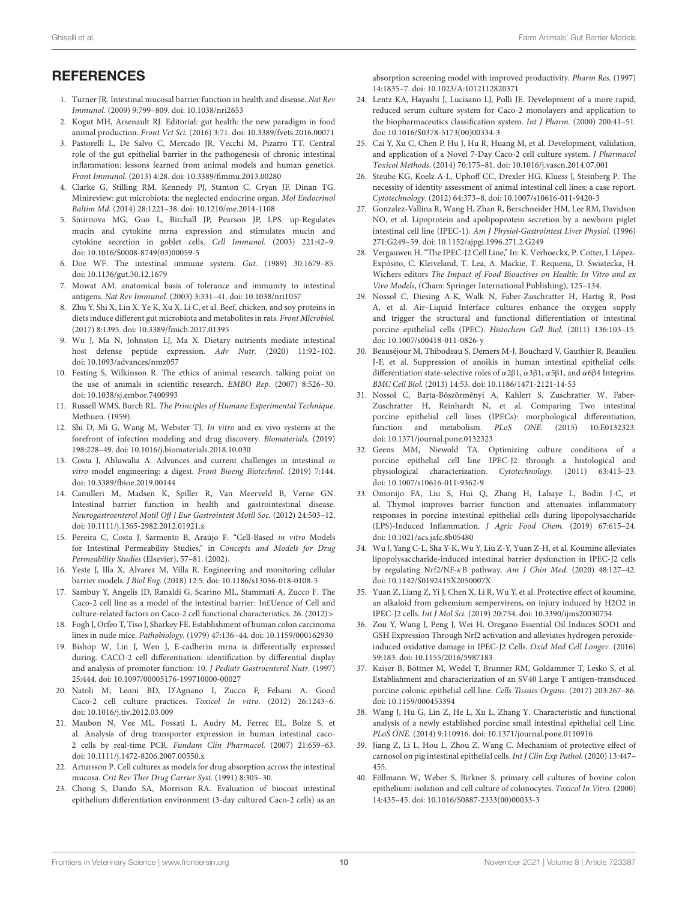## REFERENCES

1. Turner JR. Intestinal mucosal barrier function in health and disease. *Nat Rev Immunol.* (2009) 9:799–809. doi: 10.1038/nri2653
2. Kogut MH, Arsenault RJ. Editorial: gut health: the new paradigm in food animal production. *Front Vet Sci.* (2016) 3:71. doi: 10.3389/fvets.2016.00071
3. Pastorelli L, De Salvo C, Mercado JR, Vecchi M, Pizarro TT. Central role of the gut epithelial barrier in the pathogenesis of chronic intestinal inflammation: lessons learned from animal models and human genetics. *Front Immunol.* (2013) 4:28. doi: 10.3389/fimmu.2013.00280
4. Clarke G, Stilling RM, Kennedy PJ, Stanton C, Cryan JF, Dinan TG. Minireview: gut microbiota: the neglected endocrine organ. *Mol Endocrinol Baltim Md.* (2014) 28:1221–38. doi: 10.1210/me.2014-1108
5. Smirnova MG, Guo L, Birchall JP, Pearson JP, LPS. up-Regulates mucin and cytokine mrna expression and stimulates mucin and cytokine secretion in goblet cells. *Cell Immunol.* (2003) 221:42–9. doi: 10.1016/S0008-8749(03)00059-5
6. Doe WF. The intestinal immune system. *Gut.* (1989) 30:1679–85. doi: 10.1136/gut.30.12.1679
7. Mowat AM. anatomical basis of tolerance and immunity to intestinal antigens. *Nat Rev Immunol.* (2003) 3:331–41. doi: 10.1038/nri1057
8. Zhu Y, Shi X, Lin X, Ye K, Xu X, Li C, et al. Beef, chicken, and soy proteins in diets induce different gut microbiota and metabolites in rats. *Front Microbiol.* (2017) 8:1395. doi: 10.3389/fmicb.2017.01395
9. Wu J, Ma N, Johnston LJ, Ma X. Dietary nutrients mediate intestinal host defense peptide expression. *Adv Nutr.* (2020) 11:92–102. doi: 10.1093/advances/nmz057
10. Festing S, Wilkinson R. The ethics of animal research. talking point on the use of animals in scientific research. *EMBO Rep.* (2007) 8:526–30. doi: 10.1038/sj.embor.7400993
11. Russell WMS, Burch RL. *The Principles of Humane Experimental Technique*. Methuen. (1959).
12. Shi D, Mi G, Wang M, Webster TJ. *In vitro* and ex vivo systems at the forefront of infection modeling and drug discovery. *Biomaterials.* (2019) 198:228–49. doi: 10.1016/j.biomaterials.2018.10.030
13. Costa J, Ahluwalia A. Advances and current challenges in intestinal *in vitro* model engineering: a digest. *Front Bioeng Biotechnol.* (2019) 7:144. doi: 10.3389/fbioe.2019.00144
14. Camilleri M, Madsen K, Spiller R, Van Meerveld B, Verne GN. Intestinal barrier function in health and gastrointestinal disease. *Neurogastroenterol Motil Off J Eur Gastrointest Motil Soc.* (2012) 24:503–12. doi: 10.1111/j.1365-2982.2012.01921.x
15. Pereira C, Costa J, Sarmento B, Araújo F. "Cell-Based *in vitro* Models for Intestinal Permeability Studies," in *Concepts and Models for Drug Permeability Studies* (Elsevier), 57–81. (2002).
16. Yeste J, Illa X, Alvarez M, Villa R. Engineering and monitoring cellular barrier models. *J Biol Eng.* (2018) 12:5. doi: 10.1186/s13036-018-0108-5
17. Sambuy Y, Angelis ID, Ranaldi G, Scarino ML, Stammati A, Zucco F. The Caco-2 cell line as a model of the intestinal barrier: In£Uence of Cell and culture-related factors on Caco-2 cell functional characteristics. 26. (2012)>
18. Fogh J, Orfeo T, Tiso J, Sharkey FE. Establishment of human colon carcinoma lines in nude mice. *Pathobiology.* (1979) 47:136–44. doi: 10.1159/000162930
19. Bishop W, Lin J, Wen J, E-cadherin mrna is differentially expressed during. CACO-2 cell differentiation: identification by differential display and analysis of promoter function: 10. *J Pediatr Gastroenterol Nutr.* (1997) 25:444. doi: 10.1097/00005176-199710000-00027
20. Natoli M, Leoni BD, D'Agnano I, Zucco F, Felsani A. Good Caco-2 cell culture practices. *Toxicol In vitro.* (2012) 26:1243–6. doi: 10.1016/j.tiv.2012.03.009
21. Maubon N, Vee ML, Fossati L, Audry M, Ferrec EL, Bolze S, et al. Analysis of drug transporter expression in human intestinal caco-2 cells by real-time PCR. *Fundam Clin Pharmacol.* (2007) 21:659–63. doi: 10.1111/j.1472-8206.2007.00550.x
22. Artursson P. Cell cultures as models for drug absorption across the intestinal mucosa. *Crit Rev Ther Drug Carrier Syst.* (1991) 8:305–30.
23. Chong S, Dando SA, Morrison RA. Evaluation of biocoat intestinal epithelium differentiation environment (3-day cultured Caco-2 cells) as an absorption screening model with improved productivity. *Pharm Res.* (1997) 14:1835–7. doi: 10.1023/A:1012112820371
24. Lentz KA, Hayashi J, Lucisano LJ, Polli JE. Development of a more rapid, reduced serum culture system for Caco-2 monolayers and application to the biopharmaceutics classification system. *Int J Pharm.* (2000) 200:41–51. doi: 10.1016/S0378-5173(00)00334-3
25. Cai Y, Xu C, Chen P, Hu J, Hu R, Huang M, et al. Development, validation, and application of a Novel 7-Day Caco-2 cell culture system. *J Pharmacol Toxicol Methods.* (2014) 70:175–81. doi: 10.1016/j.vascn.2014.07.001
26. Steube KG, Koelz A-L, Uphoff CC, Drexler HG, Kluess J, Steinberg P. The necessity of identity assessment of animal intestinal cell lines: a case report. *Cytotechnology.* (2012) 64:373–8. doi: 10.1007/s10616-011-9420-3
27. Gonzalez-Vallina R, Wang H, Zhan R, Berschneider HM, Lee RM, Davidson NO, et al. Lipoprotein and apolipoprotein secretion by a newborn piglet intestinal cell line (IPEC-1). *Am J Physiol-Gastrointest Liver Physiol.* (1996) 271:G249–59. doi: 10.1152/ajpgi.1996.271.2.G249
28. Vergauwen H. "The IPEC-J2 Cell Line," In: K. Verhoeckx, P. Cotter, I. López-Expósito, C. Kleiveland, T. Lea, A. Mackie, T. Requena, D. Swiatecka, H. Wichers editors *The Impact of Food Bioactives on Health: In Vitro and ex Vivo Models*, (Cham: Springer International Publishing), 125–134.
29. Nossol C, Diesing A-K, Walk N, Faber-Zuschratter H, Hartig R, Post A, et al. Air–Liquid Interface cultures enhance the oxygen supply and trigger the structural and functional differentiation of intestinal porcine epithelial cells (IPEC). *Histochem Cell Biol.* (2011) 136:103–15. doi: 10.1007/s00418-011-0826-y
30. Beauséjour M, Thibodeau S, Demers M-J, Bouchard V, Gauthier R, Beaulieu J-F, et al. Suppression of anoikis in human intestinal epithelial cells: differentiation state-selective roles of $\alpha 2\beta 1$, $\alpha 3\beta 1$, $\alpha 5\beta 1$, and $\alpha 6\beta 4$ Integrins. *BMC Cell Biol.* (2013) 14:53. doi: 10.1186/1471-2121-14-53
31. Nossol C, Barta-Böszörményi A, Kahlert S, Zuschratter W, Faber-Zuschratter H, Reinhardt N, et al. Comparing Two intestinal porcine epithelial cell lines (IPECs): morphological differentiation, function and metabolism. *PLoS ONE.* (2015) 10:E0132323. doi: 10.1371/journal.pone.0132323
32. Geens MM, Niewold TA. Optimizing culture conditions of a porcine epithelial cell line IPEC-J2 through a histological and physiological characterization. *Cytotechnology.* (2011) 63:415–23. doi: 10.1007/s10616-011-9362-9
33. Omonijo FA, Liu S, Hui Q, Zhang H, Lahaye L, Bodin J-C, et al. Thymol improves barrier function and attenuates inflammatory responses in porcine intestinal epithelial cells during lipopolysaccharide (LPS)-Induced Inflammation. *J Agric Food Chem.* (2019) 67:615–24. doi: 10.1021/acs.jafc.8b05480
34. Wu J, Yang C-L, Sha Y-K, Wu Y, Liu Z-Y, Yuan Z-H, et al. Koumine alleviates lipopolysaccharide-induced intestinal barrier dysfunction in IPEC-J2 cells by regulating Nrf2/NF-κB pathway. *Am J Chin Med.* (2020) 48:127–42. doi: 10.1142/S0192415X2050007X
35. Yuan Z, Liang Z, Yi J, Chen X, Li R, Wu Y, et al. Protective effect of koumine, an alkaloid from gelsemium sempervirens, on injury induced by H2O2 in IPEC-J2 cells. *Int J Mol Sci.* (2019) 20:754. doi: 10.3390/ijms20030754
36. Zou Y, Wang J, Peng J, Wei H. Oregano Essential Oil Induces SOD1 and GSH Expression Through Nrf2 activation and alleviates hydrogen peroxide-induced oxidative damage in IPEC-J2 Cells. *Oxid Med Cell Longev.* (2016) 59:183. doi: 10.1155/2016/5987183
37. Kaiser B, Böttner M, Wedel T, Brunner RM, Goldammer T, Lesko S, et al. Establishment and characterization of an SV40 Large T antigen-transduced porcine colonic epithelial cell line. *Cells Tissues Organs.* (2017) 203:267–86. doi: 10.1159/000453394
38. Wang J, Hu G, Lin Z, He L, Xu L, Zhang Y. Characteristic and functional analysis of a newly established porcine small intestinal epithelial cell Line. *PLoS ONE.* (2014) 9:110916. doi: 10.1371/journal.pone.0110916
39. Jiang Z, Li L, Hou L, Zhou Z, Wang C. Mechanism of protective effect of carnosol on pig intestinal epithelial cells. *Int J Clin Exp Pathol.* (2020) 13:447–455.
40. Föllmann W, Weber S, Birkner S. primary cell cultures of bovine colon epithelium: isolation and cell culture of colonocytes. *Toxicol In Vitro.* (2000) 14:435–45. doi: 10.1016/S0887-2333(00)00033-3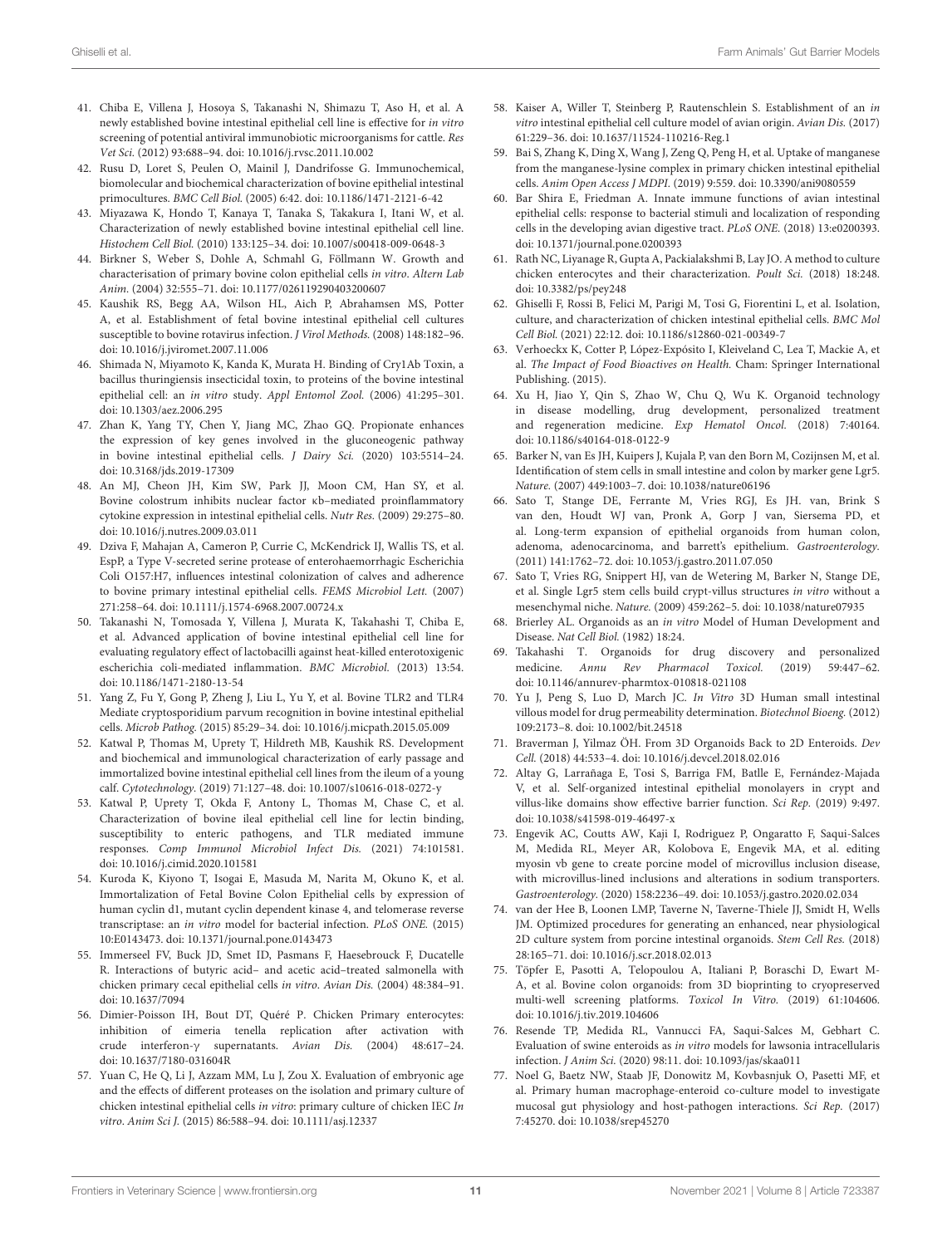41. Chiba E, Villena J, Hosoya S, Takanashi N, Shimazu T, Aso H, et al. A newly established bovine intestinal epithelial cell line is effective for *in vitro* screening of potential antiviral immunobiotic microorganisms for cattle. *Res Vet Sci.* (2012) 93:688–94. doi: 10.1016/j.rvsc.2011.10.002
42. Rusu D, Loret S, Peulen O, Mainil J, Dandrifosse G. Immunochemical, biomolecular and biochemical characterization of bovine epithelial intestinal primocultures. *BMC Cell Biol.* (2005) 6:42. doi: 10.1186/1471-2121-6-42
43. Miyazawa K, Hondo T, Kanaya T, Tanaka S, Takakura I, Itani W, et al. Characterization of newly established bovine intestinal epithelial cell line. *Histochem Cell Biol.* (2010) 133:125–34. doi: 10.1007/s00418-009-0648-3
44. Birkner S, Weber S, Dohle A, Schmahl G, Föllmann W. Growth and characterisation of primary bovine colon epithelial cells *in vitro*. *Altern Lab Anim.* (2004) 32:555–71. doi: 10.1177/026119290403200607
45. Kaushik RS, Begg AA, Wilson HL, Aich P, Abrahamsen MS, Potter A, et al. Establishment of fetal bovine intestinal epithelial cell cultures susceptible to bovine rotavirus infection. *J Virol Methods.* (2008) 148:182–96. doi: 10.1016/j.jviromet.2007.11.006
46. Shimada N, Miyamoto K, Kanda K, Murata H. Binding of Cry1Ab Toxin, a bacillus thuringiensis insecticidal toxin, to proteins of the bovine intestinal epithelial cell: an *in vitro* study. *Appl Entomol Zool.* (2006) 41:295–301. doi: 10.1303/aez.2006.295
47. Zhan K, Yang TY, Chen Y, Jiang MC, Zhao GQ. Propionate enhances the expression of key genes involved in the gluconeogenic pathway in bovine intestinal epithelial cells. *J Dairy Sci.* (2020) 103:5514–24. doi: 10.3168/jds.2019-17309
48. An MJ, Cheon JH, Kim SW, Park JJ, Moon CM, Han SY, et al. Bovine colostrum inhibits nuclear factor κb–mediated proinflammatory cytokine expression in intestinal epithelial cells. *Nutr Res.* (2009) 29:275–80. doi: 10.1016/j.nutres.2009.03.011
49. Dziva F, Mahajan A, Cameron P, Currie C, McKendrick IJ, Wallis TS, et al. EspP, a Type V-secreted serine protease of enterohaemorrhagic Escherichia Coli O157:H7, influences intestinal colonization of calves and adherence to bovine primary intestinal epithelial cells. *FEMS Microbiol Lett.* (2007) 271:258–64. doi: 10.1111/j.1574-6968.2007.00724.x
50. Takanashi N, Tomosada Y, Villena J, Murata K, Takahashi T, Chiba E, et al. Advanced application of bovine intestinal epithelial cell line for evaluating regulatory effect of lactobacilli against heat-killed enterotoxigenic escherichia coli-mediated inflammation. *BMC Microbiol.* (2013) 13:54. doi: 10.1186/1471-2180-13-54
51. Yang Z, Fu Y, Gong P, Zheng J, Liu L, Yu Y, et al. Bovine TLR2 and TLR4 Mediate cryptosporidium parvum recognition in bovine intestinal epithelial cells. *Microb Pathog.* (2015) 85:29–34. doi: 10.1016/j.micpath.2015.05.009
52. Katwal P, Thomas M, Uprety T, Hildreth MB, Kaushik RS. Development and biochemical and immunological characterization of early passage and immortalized bovine intestinal epithelial cell lines from the ileum of a young calf. *Cytotechnology.* (2019) 71:127–48. doi: 10.1007/s10616-018-0272-y
53. Katwal P, Uprety T, Okda F, Antony L, Thomas M, Chase C, et al. Characterization of bovine ileal epithelial cell line for lectin binding, susceptibility to enteric pathogens, and TLR mediated immune responses. *Comp Immunol Microbiol Infect Dis.* (2021) 74:101581. doi: 10.1016/j.cimid.2020.101581
54. Kuroda K, Kiyono T, Isogai E, Masuda M, Narita M, Okuno K, et al. Immortalization of Fetal Bovine Colon Epithelial cells by expression of human cyclin d1, mutant cyclin dependent kinase 4, and telomerase reverse transcriptase: an *in vitro* model for bacterial infection. *PLoS ONE.* (2015) 10:E0143473. doi: 10.1371/journal.pone.0143473
55. Immerseel FV, Buck JD, Smet ID, Pasmans F, Haesebrouck F, Ducatelle R. Interactions of butyric acid– and acetic acid–treated salmonella with chicken primary cecal epithelial cells *in vitro*. *Avian Dis.* (2004) 48:384–91. doi: 10.1637/7094
56. Dimier-Poisson IH, Bout DT, Quéré P. Chicken Primary enterocytes: inhibition of eimeria tenella replication after activation with crude interferon-γ supernatants. *Avian Dis.* (2004) 48:617–24. doi: 10.1637/7180-031604R
57. Yuan C, He Q, Li J, Azzam MM, Lu J, Zou X. Evaluation of embryonic age and the effects of different proteases on the isolation and primary culture of chicken intestinal epithelial cells *in vitro*: primary culture of chicken IEC *In vitro*. *Anim Sci J.* (2015) 86:588–94. doi: 10.1111/asj.12337
58. Kaiser A, Willer T, Steinberg P, Rautenschlein S. Establishment of an *in vitro* intestinal epithelial cell culture model of avian origin. *Avian Dis.* (2017) 61:229–36. doi: 10.1637/11524-110216-Reg.1
59. Bai S, Zhang K, Ding X, Wang J, Zeng Q, Peng H, et al. Uptake of manganese from the manganese-lysine complex in primary chicken intestinal epithelial cells. *Anim Open Access J MDPI.* (2019) 9:559. doi: 10.3390/ani9080559
60. Bar Shira E, Friedman A. Innate immune functions of avian intestinal epithelial cells: response to bacterial stimuli and localization of responding cells in the developing avian digestive tract. *PLoS ONE.* (2018) 13:e0200393. doi: 10.1371/journal.pone.0200393
61. Rath NC, Liyanage R, Gupta A, Packialakshmi B, Lay JO. A method to culture chicken enterocytes and their characterization. *Poult Sci.* (2018) 18:248. doi: 10.3382/ps/pey248
62. Ghiselli F, Rossi B, Felici M, Parigi M, Tosi G, Fiorentini L, et al. Isolation, culture, and characterization of chicken intestinal epithelial cells. *BMC Mol Cell Biol.* (2021) 22:12. doi: 10.1186/s12860-021-00349-7
63. Verhoeckx K, Cotter P, López-Expósito I, Kleiveland C, Lea T, Mackie A, et al. *The Impact of Food Bioactives on Health*. Cham: Springer International Publishing. (2015).
64. Xu H, Jiao Y, Qin S, Zhao W, Chu Q, Wu K. Organoid technology in disease modelling, drug development, personalized treatment and regeneration medicine. *Exp Hematol Oncol.* (2018) 7:40164. doi: 10.1186/s40164-018-0122-9
65. Barker N, van Es JH, Kuipers J, Kujala P, van den Born M, Cozijnsen M, et al. Identification of stem cells in small intestine and colon by marker gene Lgr5. *Nature.* (2007) 449:1003–7. doi: 10.1038/nature06196
66. Sato T, Stange DE, Ferrante M, Vries RGJ, Es JH. van, Brink S van den, Houdt WJ van, Pronk A, Gorp J van, Siersema PD, et al. Long-term expansion of epithelial organoids from human colon, adenoma, adenocarcinoma, and barrett's epithelium. *Gastroenterology.* (2011) 141:1762–72. doi: 10.1053/j.gastro.2011.07.050
67. Sato T, Vries RG, Snippert HJ, van de Wetering M, Barker N, Stange DE, et al. Single Lgr5 stem cells build crypt-villus structures *in vitro* without a mesenchymal niche. *Nature.* (2009) 459:262–5. doi: 10.1038/nature07935
68. Brierley AL. Organoids as an *in vitro* Model of Human Development and Disease. *Nat Cell Biol.* (1982) 18:24.
69. Takahashi T. Organoids for drug discovery and personalized medicine. *Annu Rev Pharmacol Toxicol.* (2019) 59:447–62. doi: 10.1146/annurev-pharmtox-010818-021108
70. Yu J, Peng S, Luo D, March JC. *In Vitro* 3D Human small intestinal villous model for drug permeability determination. *Biotechnol Bioeng.* (2012) 109:2173–8. doi: 10.1002/bit.24518
71. Braverman J, Yilmaz ÖH. From 3D Organoids Back to 2D Enteroids. *Dev Cell.* (2018) 44:533–4. doi: 10.1016/j.devcel.2018.02.016
72. Altay G, Larrañaga E, Tosi S, Barriga FM, Batlle E, Fernández-Majada V, et al. Self-organized intestinal epithelial monolayers in crypt and villus-like domains show effective barrier function. *Sci Rep.* (2019) 9:497. doi: 10.1038/s41598-019-46497-x
73. Engevik AC, Coutts AW, Kaji I, Rodriguez P, Ongaratto F, Saqui-Salces M, Medida RL, Meyer AR, Kolobova E, Engevik MA, et al. editing myosin vb gene to create porcine model of microvillus inclusion disease, with microvillus-lined inclusions and alterations in sodium transporters. *Gastroenterology.* (2020) 158:2236–49. doi: 10.1053/j.gastro.2020.02.034
74. van der Hee B, Loonen LMP, Taverne N, Taverne-Thiele JJ, Smidt H, Wells JM. Optimized procedures for generating an enhanced, near physiological 2D culture system from porcine intestinal organoids. *Stem Cell Res.* (2018) 28:165–71. doi: 10.1016/j.scr.2018.02.013
75. Töpfer E, Pasotti A, Telopoulou A, Italiani P, Boraschi D, Ewart M-A, et al. Bovine colon organoids: from 3D bioprinting to cryopreserved multi-well screening platforms. *Toxicol In Vitro.* (2019) 61:104606. doi: 10.1016/j.tiv.2019.104606
76. Resende TP, Medida RL, Vannucci FA, Saqui-Salces M, Gebhart C. Evaluation of swine enteroids as *in vitro* models for lawsonia intracellularis infection. *J Anim Sci.* (2020) 98:11. doi: 10.1093/jas/skaa011
77. Noel G, Baetz NW, Staab JF, Donowitz M, Kovbasnjuk O, Pasetti MF, et al. Primary human macrophage-enteroid co-culture model to investigate mucosal gut physiology and host-pathogen interactions. *Sci Rep.* (2017) 7:45270. doi: 10.1038/srep45270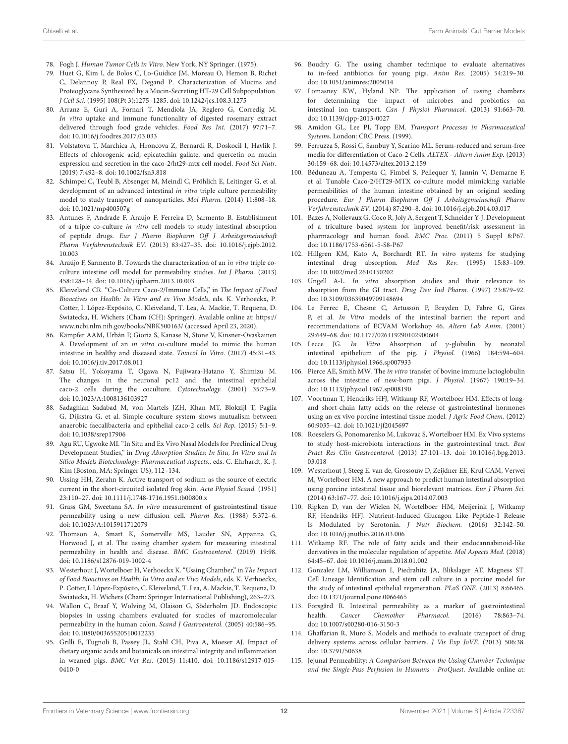78. Fogh J. *Human Tumor Cells in Vitro.* New York, NY Springer. (1975).
79. Huet G, Kim I, de Bolos C, Lo-Guidice JM, Moreau O, Hemon B, Richet C, Delannoy P, Real FX, Degand P. Characterization of Mucins and Proteoglycans Synthesized by a Mucin-Secreting HT-29 Cell Subpopulation. *J Cell Sci.* (1995) 108(Pt 3):1275–1285. doi: 10.1242/jcs.108.3.1275
80. Arranz E, Guri A, Fornari T, Mendiola JA, Reglero G, Corredig M. *In vitro* uptake and immune functionality of digested rosemary extract delivered through food grade vehicles. *Food Res Int.* (2017) 97:71–7. doi: 10.1016/j.foodres.2017.03.033
81. Volstatova T, Marchica A, Hroncova Z, Bernardi R, Doskocil I, Havlik J. Effects of chlorogenic acid, epicatechin gallate, and quercetin on mucin expression and secretion in the caco-2/ht29-mtx cell model. *Food Sci Nutr.* (2019) 7:492–8. doi: 10.1002/fsn3.818
82. Schimpel C, Teubl B, Absenger M, Meindl C, Fröhlich E, Leitinger G, et al. development of an advanced intestinal *in vitro* triple culture permeability model to study transport of nanoparticles. *Mol Pharm.* (2014) 11:808–18. doi: 10.1021/mp400507g
83. Antunes F, Andrade F, Araújo F, Ferreira D, Sarmento B. Establishment of a triple co-culture *in vitro* cell models to study intestinal absorption of peptide drugs. *Eur J Pharm Biopharm Off J Arbeitsgemeinschaft Pharm Verfahrenstechnik EV.* (2013) 83:427–35. doi: 10.1016/j.ejpb.2012.10.003
84. Araújo F, Sarmento B. Towards the characterization of an *in vitro* triple co-culture intestine cell model for permeability studies. *Int J Pharm.* (2013) 458:128–34. doi: 10.1016/j.ijpharm.2013.10.003
85. Kleiveland CR. "Co-Culture Caco-2/Immune Cells," in *The Impact of Food Bioactives on Health: In Vitro and ex Vivo Models*, eds. K. Verhoeckx, P. Cotter, I. López-Expósito, C. Kleiveland, T. Lea, A. Mackie, T. Requena, D. Swiatecka, H. Wichers (Cham (CH): Springer). Available online at: https://www.ncbi.nlm.nih.gov/books/NBK500163/ (accessed April 23, 2020).
86. Kämpfer AAM, Urbán P, Gioria S, Kanase N, Stone V, Kinsner-Ovaskainen A. Development of an *in vitro* co-culture model to mimic the human intestine in healthy and diseased state. *Toxicol In Vitro.* (2017) 45:31–43. doi: 10.1016/j.tiv.2017.08.011
87. Satsu H, Yokoyama T, Ogawa N, Fujiwara-Hatano Y, Shimizu M. The changes in the neuronal pc12 and the intestinal epithelial caco-2 cells during the coculture. *Cytotechnology.* (2001) 35:73–9. doi: 10.1023/A:1008136103927
88. Sadaghian Sadabad M, von Martels JZH, Khan MT, Blokzijl T, Paglia G, Dijkstra G, et al. Simple coculture system shows mutualism between anaerobic faecalibacteria and epithelial caco-2 cells. *Sci Rep.* (2015) 5:1–9. doi: 10.1038/srep17906
89. Agu RU, Ugwoke MI. "In Situ and Ex Vivo Nasal Models for Preclinical Drug Development Studies," in *Drug Absorption Studies: In Situ, In Vitro and In Silico Models Biotechnology: Pharmaceutical Aspects.*, eds. C. Ehrhardt, K.-J. Kim (Boston, MA: Springer US), 112–134.
90. Ussing HH, Zerahn K. Active transport of sodium as the source of electric current in the short-circuited isolated frog skin. *Acta Physiol Scand.* (1951) 23:110–27. doi: 10.1111/j.1748-1716.1951.tb00800.x
91. Grass GM, Sweetana SA. *In vitro* measurement of gastrointestinal tissue permeability using a new diffusion cell. *Pharm Res.* (1988) 5:372–6. doi: 10.1023/A:1015911712079
92. Thomson A, Smart K, Somerville MS, Lauder SN, Appanna G, Horwood J, et al. The ussing chamber system for measuring intestinal permeability in health and disease. *BMC Gastroenterol.* (2019) 19:98. doi: 10.1186/s12876-019-1002-4
93. Westerhout J, Wortelboer H, Verhoeckx K. "Ussing Chamber," in *The Impact of Food Bioactives on Health: In Vitro and ex Vivo Models*, eds. K. Verhoeckx, P. Cotter, I. López-Expósito, C. Kleiveland, T. Lea, A. Mackie, T. Requena, D. Swiatecka, H. Wichers (Cham: Springer International Publishing), 263–273.
94. Wallon C, Braaf Y, Wolving M, Olaison G, Söderholm JD. Endoscopic biopsies in ussing chambers evaluated for studies of macromolecular permeability in the human colon. *Scand J Gastroenterol.* (2005) 40:586–95. doi: 10.1080/00365520510012235
95. Grilli E, Tugnoli B, Passey JL, Stahl CH, Piva A, Moeser AJ. Impact of dietary organic acids and botanicals on intestinal integrity and inflammation in weaned pigs. *BMC Vet Res.* (2015) 11:410. doi: 10.1186/s12917-015-0410-0
96. Boudry G. The ussing chamber technique to evaluate alternatives to in-feed antibiotics for young pigs. *Anim Res.* (2005) 54:219–30. doi: 10.1051/animres:2005014
97. Lomasney KW, Hyland NP. The application of ussing chambers for determining the impact of microbes and probiotics on intestinal ion transport. *Can J Physiol Pharmacol.* (2013) 91:663–70. doi: 10.1139/cjpp-2013-0027
98. Amidon GL, Lee PI, Topp EM. *Transport Processes in Pharmaceutical Systems.* London: CRC Press. (1999).
99. Ferruzza S, Rossi C, Sambuy Y, Scarino ML. Serum-reduced and serum-free media for differentiation of Caco-2 Cells. *ALTEX - Altern Anim Exp.* (2013) 30:159–68. doi: 10.14573/altex.2013.2.159
100. Béduneau A, Tempesta C, Fimbel S, Pellequer Y, Jannin V, Demarne F, et al. Tunable Caco-2/HT29-MTX co-culture model mimicking variable permeabilities of the human intestine obtained by an original seeding procedure. *Eur J Pharm Biopharm Off J Arbeitsgemeinschaft Pharm Verfahrenstechnik EV.* (2014) 87:290–8. doi: 10.1016/j.ejpb.2014.03.017
101. Bazes A, Nollevaux G, Coco R, Joly A, Sergent T, Schneider Y-J. Development of a triculture based system for improved benefit/risk assessment in pharmacology and human food. *BMC Proc.* (2011) 5 Suppl 8:P67. doi: 10.1186/1753-6561-5-S8-P67
102. Hillgren KM, Kato A, Borchardt RT. *In vitro* systems for studying intestinal drug absorption. *Med Res Rev.* (1995) 15:83–109. doi: 10.1002/med.2610150202
103. Ungell A-L. *In vitro* absorption studies and their relevance to absorption from the GI tract. *Drug Dev Ind Pharm.* (1997) 23:879–92. doi: 10.3109/03639049709148694
104. Le Ferrec E, Chesne C, Artusson P, Brayden D, Fabre G, Gires P, et al. *In Vitro* models of the intestinal barrier: the report and recommendations of ECVAM Workshop 46. *Altern Lab Anim.* (2001) 29:649–68. doi: 10.1177/026119290102900604
105. Lecce JG. *In Vitro* Absorption of γ-globulin by neonatal intestinal epithelium of the pig. *J Physiol.* (1966) 184:594–604. doi: 10.1113/jphysiol.1966.sp007933
106. Pierce AE, Smith MW. The *in vitro* transfer of bovine immune lactoglobulin across the intestine of new-born pigs. *J Physiol.* (1967) 190:19–34. doi: 10.1113/jphysiol.1967.sp008190
107. Voortman T, Hendriks HFJ, Witkamp RF, Wortelboer HM. Effects of long- and short-chain fatty acids on the release of gastrointestinal hormones using an ex vivo porcine intestinal tissue model. *J Agric Food Chem.* (2012) 60:9035–42. doi: 10.1021/jf2045697
108. Roeselers G, Ponomarenko M, Lukovac S, Wortelboer HM. Ex Vivo systems to study host-microbiota interactions in the gastrointestinal tract. *Best Pract Res Clin Gastroenterol.* (2013) 27:101–13. doi: 10.1016/j.bpg.2013.03.018
109. Westerhout J, Steeg E. van de, Grossouw D, Zeijdner EE, Krul CAM, Verwei M, Wortelboer HM. A new approach to predict human intestinal absorption using porcine intestinal tissue and biorelevant matrices. *Eur J Pharm Sci.* (2014) 63:167–77. doi: 10.1016/j.ejps.2014.07.003
110. Ripken D, van der Wielen N, Wortelboer HM, Meijerink J, Witkamp RF, Hendriks HFJ. Nutrient-Induced Glucagon Like Peptide-1 Release Is Modulated by Serotonin. *J Nutr Biochem.* (2016) 32:142–50. doi: 10.1016/j.jnutbio.2016.03.006
111. Witkamp RF. The role of fatty acids and their endocannabinoid-like derivatives in the molecular regulation of appetite. *Mol Aspects Med.* (2018) 64:45–67. doi: 10.1016/j.mam.2018.01.002
112. Gonzalez LM, Williamson I, Piedrahita JA, Blikslager AT, Magness ST. Cell Lineage Identification and stem cell culture in a porcine model for the study of intestinal epithelial regeneration. *PLoS ONE.* (2013) 8:66465. doi: 10.1371/journal.pone.0066465
113. Forsgård R. Intestinal permeability as a marker of gastrointestinal health. *Cancer Chemother Pharmacol.* (2016) 78:863–74. doi: 10.1007/s00280-016-3150-3
114. Ghaffarian R, Muro S. Models and methods to evaluate transport of drug delivery systems across cellular barriers. *J Vis Exp JoVE.* (2013) 506:38. doi: 10.3791/50638
115. Jejunal Permeability: *A Comparison Between the Ussing Chamber Technique and the Single-Pass Perfusion in Humans - ProQuest*. Available online at: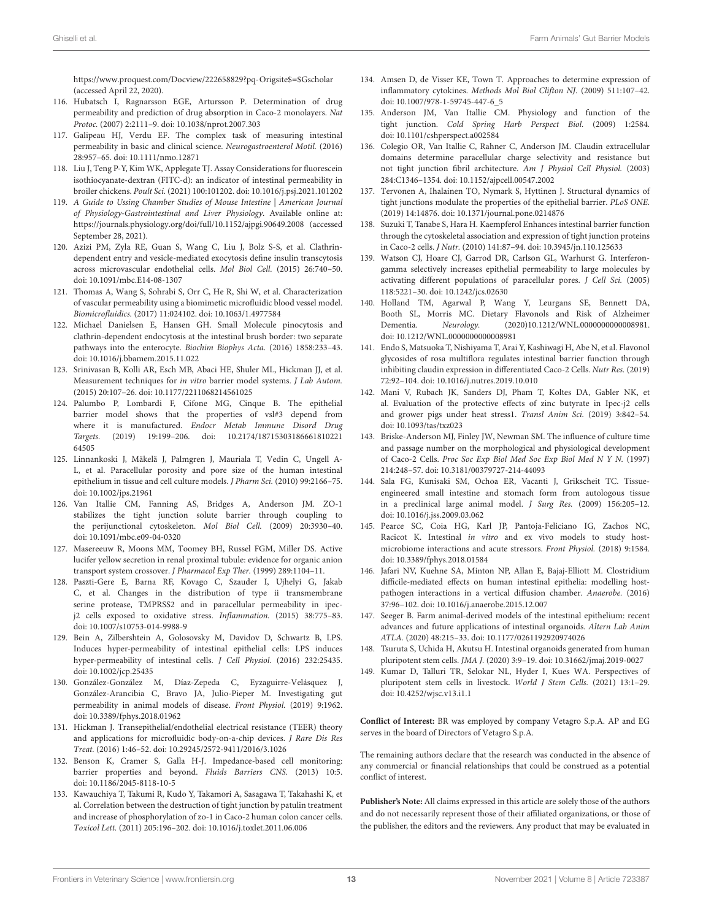https://www.proquest.com/Docview/222658829?pq-Origsite$=$Gscholar (accessed April 22, 2020).

116. Hubatsch I, Ragnarsson EGE, Artursson P. Determination of drug permeability and prediction of drug absorption in Caco-2 monolayers. *Nat Protoc.* (2007) 2:2111–9. doi: 10.1038/nprot.2007.303
117. Galipeau HJ, Verdu EF. The complex task of measuring intestinal permeability in basic and clinical science. *Neurogastroenterol Motil.* (2016) 28:957–65. doi: 10.1111/nmo.12871
118. Liu J, Teng P-Y, Kim WK, Applegate TJ. Assay Considerations for fluorescein isothiocyanate-dextran (FITC-d): an indicator of intestinal permeability in broiler chickens. *Poult Sci.* (2021) 100:101202. doi: 10.1016/j.psj.2021.101202
119. *A Guide to Ussing Chamber Studies of Mouse Intestine | American Journal of Physiology-Gastrointestinal and Liver Physiology*. Available online at: https://journals.physiology.org/doi/full/10.1152/ajpgi.90649.2008 (accessed September 28, 2021).
120. Azizi PM, Zyla RE, Guan S, Wang C, Liu J, Bolz S-S, et al. Clathrin-dependent entry and vesicle-mediated exocytosis define insulin transcytosis across microvascular endothelial cells. *Mol Biol Cell.* (2015) 26:740–50. doi: 10.1091/mbc.E14-08-1307
121. Thomas A, Wang S, Sohrabi S, Orr C, He R, Shi W, et al. Characterization of vascular permeability using a biomimetic microfluidic blood vessel model. *Biomicrofluidics.* (2017) 11:024102. doi: 10.1063/1.4977584
122. Michael Danielsen E, Hansen GH. Small Molecule pinocytosis and clathrin-dependent endocytosis at the intestinal brush border: two separate pathways into the enterocyte. *Biochim Biophys Acta.* (2016) 1858:233–43. doi: 10.1016/j.bbamem.2015.11.022
123. Srinivasan B, Kolli AR, Esch MB, Abaci HE, Shuler ML, Hickman JJ, et al. Measurement techniques for *in vitro* barrier model systems. *J Lab Autom.* (2015) 20:107–26. doi: 10.1177/2211068214561025
124. Palumbo P, Lombardi F, Cifone MG, Cinque B. The epithelial barrier model shows that the properties of vsl#3 depend from where it is manufactured. *Endocr Metab Immune Disord Drug Targets.* (2019) 19:199–206. doi: 10.2174/1871530318666181022164505
125. Linnankoski J, Mäkelä J, Palmgren J, Mauriala T, Vedin C, Ungell A-L, et al. Paracellular porosity and pore size of the human intestinal epithelium in tissue and cell culture models. *J Pharm Sci.* (2010) 99:2166–75. doi: 10.1002/jps.21961
126. Van Itallie CM, Fanning AS, Bridges A, Anderson JM. ZO-1 stabilizes the tight junction solute barrier through coupling to the perijunctional cytoskeleton. *Mol Biol Cell.* (2009) 20:3930–40. doi: 10.1091/mbc.e09-04-0320
127. Masereeuw R, Moons MM, Toomey BH, Russel FGM, Miller DS. Active lucifer yellow secretion in renal proximal tubule: evidence for organic anion transport system crossover. *J Pharmacol Exp Ther.* (1999) 289:1104–11.
128. Paszti-Gere E, Barna RF, Kovago C, Szauder I, Ujhelyi G, Jakab C, et al. Changes in the distribution of type ii transmembrane serine protease, TMPRSS2 and in paracellular permeability in ipec-j2 cells exposed to oxidative stress. *Inflammation.* (2015) 38:775–83. doi: 10.1007/s10753-014-9988-9
129. Bein A, Zilbershtein A, Golosovsky M, Davidov D, Schwartz B, LPS. Induces hyper-permeability of intestinal epithelial cells: LPS induces hyper-permeability of intestinal cells. *J Cell Physiol.* (2016) 232:25435. doi: 10.1002/jcp.25435
130. González-González M, Díaz-Zepeda C, Eyzaguirre-Velásquez J, González-Arancibia C, Bravo JA, Julio-Pieper M. Investigating gut permeability in animal models of disease. *Front Physiol.* (2019) 9:1962. doi: 10.3389/fphys.2018.01962
131. Hickman J. Transepithelial/endothelial electrical resistance (TEER) theory and applications for microfluidic body-on-a-chip devices. *J Rare Dis Res Treat.* (2016) 1:46–52. doi: 10.29245/2572-9411/2016/3.1026
132. Benson K, Cramer S, Galla H-J. Impedance-based cell monitoring: barrier properties and beyond. *Fluids Barriers CNS.* (2013) 10:5. doi: 10.1186/2045-8118-10-5
133. Kawauchiya T, Takumi R, Kudo Y, Takamori A, Sasagawa T, Takahashi K, et al. Correlation between the destruction of tight junction by patulin treatment and increase of phosphorylation of zo-1 in Caco-2 human colon cancer cells. *Toxicol Lett.* (2011) 205:196–202. doi: 10.1016/j.toxlet.2011.06.006
134. Amsen D, de Visser KE, Town T. Approaches to determine expression of inflammatory cytokines. *Methods Mol Biol Clifton NJ.* (2009) 511:107–42. doi: 10.1007/978-1-59745-447-6_5
135. Anderson JM, Van Itallie CM. Physiology and function of the tight junction. *Cold Spring Harb Perspect Biol.* (2009) 1:2584. doi: 10.1101/cshperspect.a002584
136. Colegio OR, Van Itallie C, Rahner C, Anderson JM. Claudin extracellular domains determine paracellular charge selectivity and resistance but not tight junction fibril architecture. *Am J Physiol Cell Physiol.* (2003) 284:C1346–1354. doi: 10.1152/ajpcell.00547.2002
137. Tervonen A, Ihalainen TO, Nymark S, Hyttinen J. Structural dynamics of tight junctions modulate the properties of the epithelial barrier. *PLoS ONE.* (2019) 14:14876. doi: 10.1371/journal.pone.0214876
138. Suzuki T, Tanabe S, Hara H. Kaempferol Enhances intestinal barrier function through the cytoskeletal association and expression of tight junction proteins in Caco-2 cells. *J Nutr.* (2010) 141:87–94. doi: 10.3945/jn.110.125633
139. Watson CJ, Hoare CJ, Garrod DR, Carlson GL, Warhurst G. Interferon-gamma selectively increases epithelial permeability to large molecules by activating different populations of paracellular pores. *J Cell Sci.* (2005) 118:5221–30. doi: 10.1242/jcs.02630
140. Holland TM, Agarwal P, Wang Y, Leurgans SE, Bennett DA, Booth SL, Morris MC. Dietary Flavonols and Risk of Alzheimer Dementia. *Neurology.* (2020)10.1212/WNL.0000000000008981. doi: 10.1212/WNL.0000000000008981
141. Endo S, Matsuoka T, Nishiyama T, Arai Y, Kashiwagi H, Abe N, et al. Flavonol glycosides of rosa multiflora regulates intestinal barrier function through inhibiting claudin expression in differentiated Caco-2 Cells. *Nutr Res.* (2019) 72:92–104. doi: 10.1016/j.nutres.2019.10.010
142. Mani V, Rubach JK, Sanders DJ, Pham T, Koltes DA, Gabler NK, et al. Evaluation of the protective effects of zinc butyrate in Ipec-j2 cells and grower pigs under heat stress1. *Transl Anim Sci.* (2019) 3:842–54. doi: 10.1093/tas/txz023
143. Briske-Anderson MJ, Finley JW, Newman SM. The influence of culture time and passage number on the morphological and physiological development of Caco-2 Cells. *Proc Soc Exp Biol Med Soc Exp Biol Med N Y N.* (1997) 214:248–57. doi: 10.3181/00379727-214-44093
144. Sala FG, Kunisaki SM, Ochoa ER, Vacanti J, Grikscheit TC. Tissue-engineered small intestine and stomach form from autologous tissue in a preclinical large animal model. *J Surg Res.* (2009) 156:205–12. doi: 10.1016/j.jss.2009.03.062
145. Pearce SC, Coia HG, Karl JP, Pantoja-Feliciano IG, Zachos NC, Racicot K. Intestinal *in vitro* and ex vivo models to study host-microbiome interactions and acute stressors. *Front Physiol.* (2018) 9:1584. doi: 10.3389/fphys.2018.01584
146. Jafari NV, Kuehne SA, Minton NP, Allan E, Bajaj-Elliott M. Clostridium difficile-mediated effects on human intestinal epithelia: modelling host-pathogen interactions in a vertical diffusion chamber. *Anaerobe.* (2016) 37:96–102. doi: 10.1016/j.anaerobe.2015.12.007
147. Seeger B. Farm animal-derived models of the intestinal epithelium: recent advances and future applications of intestinal organoids. *Altern Lab Anim ATLA.* (2020) 48:215–33. doi: 10.1177/0261192920974026
148. Tsuruta S, Uchida H, Akutsu H. Intestinal organoids generated from human pluripotent stem cells. *JMA J.* (2020) 3:9–19. doi: 10.31662/jmaj.2019-0027
149. Kumar D, Talluri TR, Selokar NL, Hyder I, Kues WA. Perspectives of pluripotent stem cells in livestock. *World J Stem Cells.* (2021) 13:1–29. doi: 10.4252/wjsc.v13.i1.1

**Conflict of Interest:** BR was employed by company Vetagro S.p.A. AP and EG serves in the board of Directors of Vetagro S.p.A.

The remaining authors declare that the research was conducted in the absence of any commercial or financial relationships that could be construed as a potential conflict of interest.

**Publisher's Note:** All claims expressed in this article are solely those of the authors and do not necessarily represent those of their affiliated organizations, or those of the publisher, the editors and the reviewers. Any product that may be evaluated in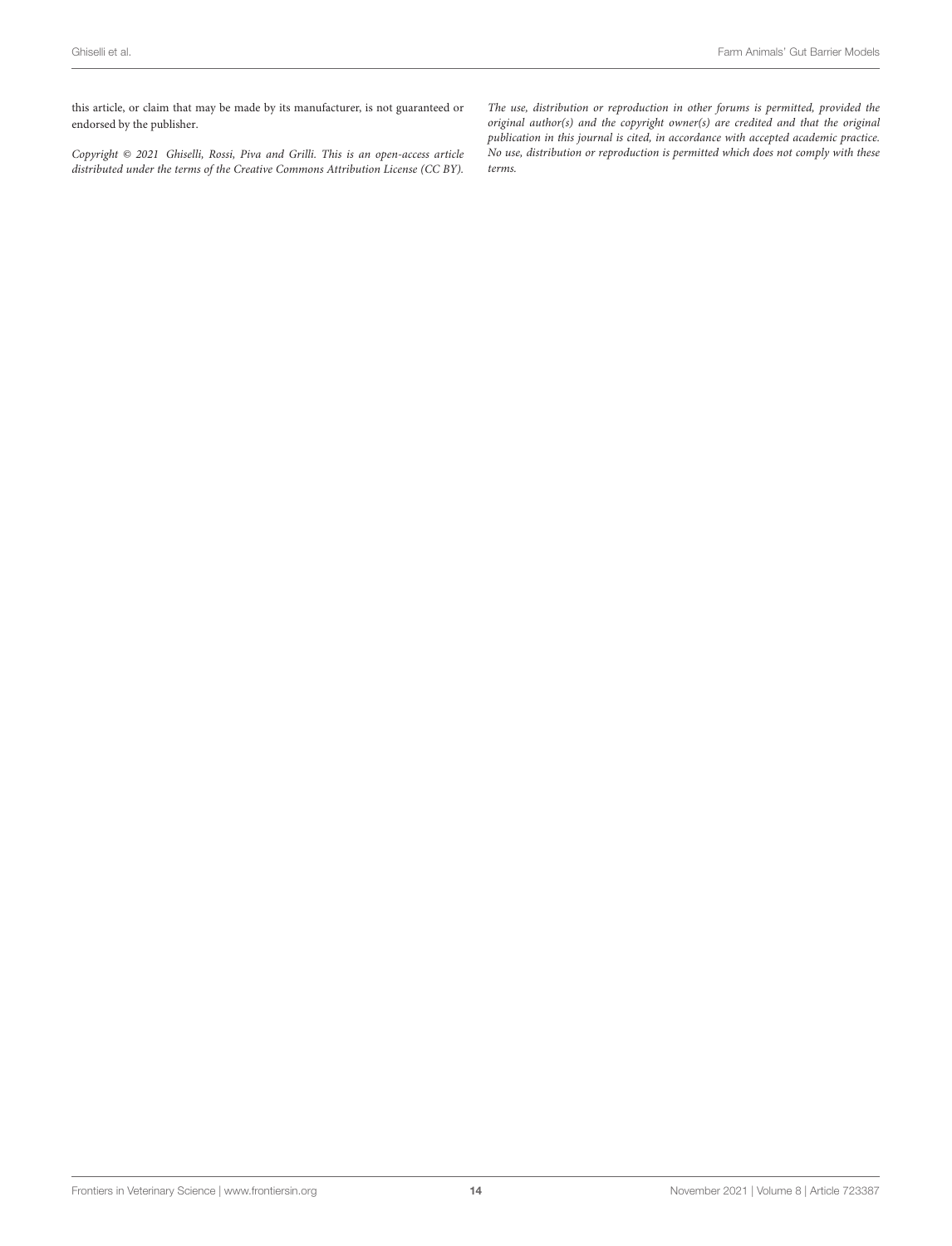this article, or claim that may be made by its manufacturer, is not guaranteed or endorsed by the publisher.

*Copyright © 2021 Ghiselli, Rossi, Piva and Grilli. This is an open-access article distributed under the terms of the Creative Commons Attribution License (CC BY). The use, distribution or reproduction in other forums is permitted, provided the original author(s) and the copyright owner(s) are credited and that the original publication in this journal is cited, in accordance with accepted academic practice. No use, distribution or reproduction is permitted which does not comply with these terms.*